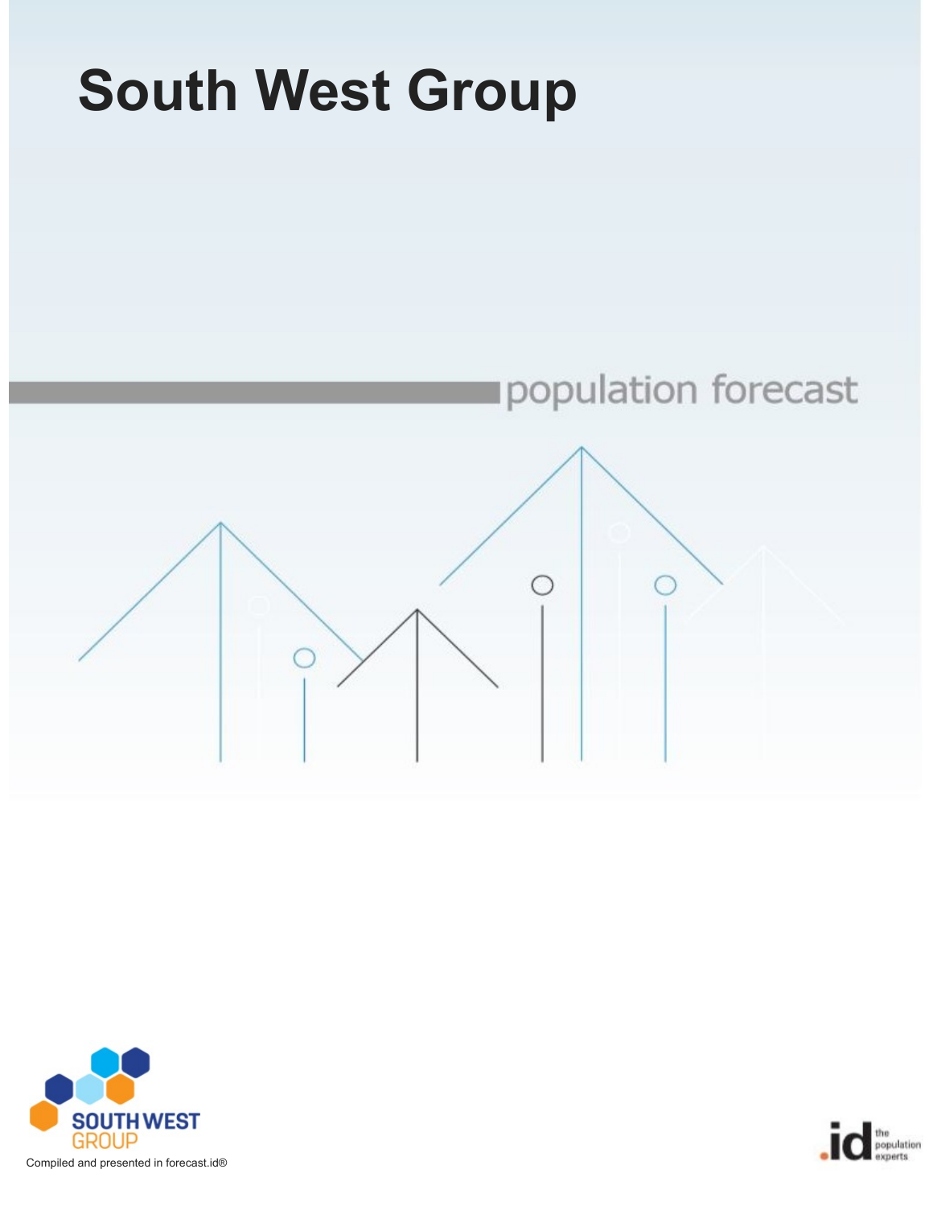# South West Group

population forecast

SOUTH WEST GROUP

Compiled and presented in forecast.id®

.id the population experts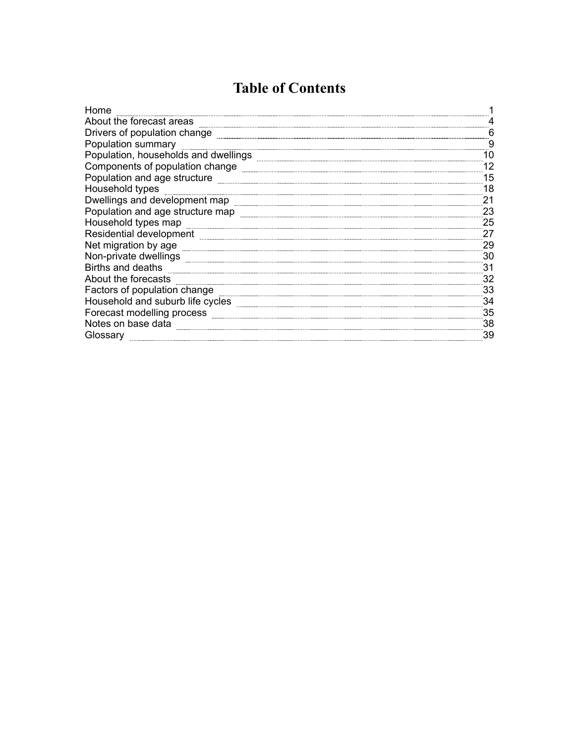# Table of Contents

| Section | Page |
| --- | --- |
| Home | 1 |
| About the forecast areas | 4 |
| Drivers of population change | 6 |
| Population summary | 9 |
| Population, households and dwellings | 10 |
| Components of population change | 12 |
| Population and age structure | 15 |
| Household types | 18 |
| Dwellings and development map | 21 |
| Population and age structure map | 23 |
| Household types map | 25 |
| Residential development | 27 |
| Net migration by age | 29 |
| Non-private dwellings | 30 |
| Births and deaths | 31 |
| About the forecasts | 32 |
| Factors of population change | 33 |
| Household and suburb life cycles | 34 |
| Forecast modelling process | 35 |
| Notes on base data | 38 |
| Glossary | 39 |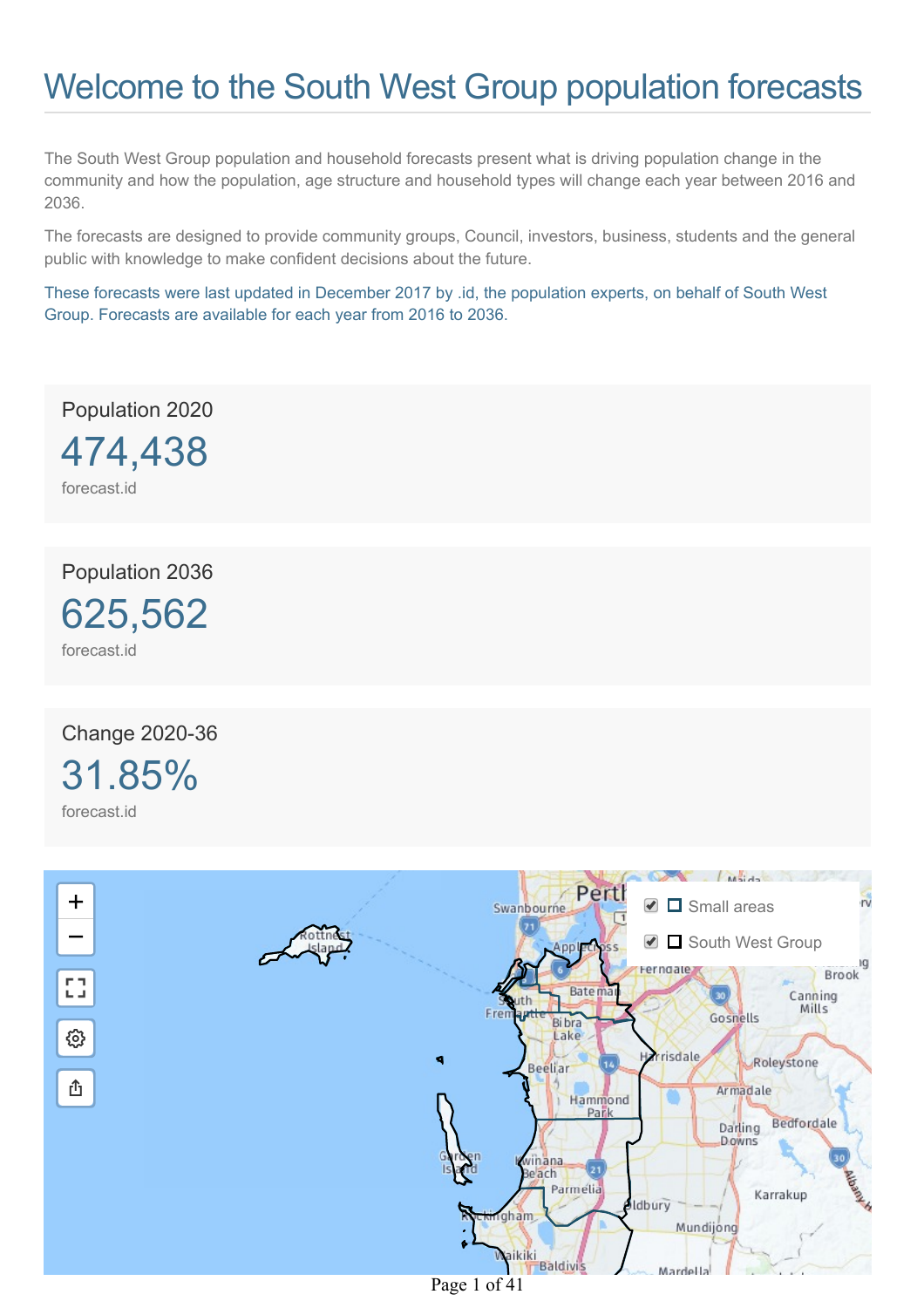# Welcome to the South West Group population forecasts

The South West Group population and household forecasts present what is driving population change in the community and how the population, age structure and household types will change each year between 2016 and 2036.

The forecasts are designed to provide community groups, Council, investors, business, students and the general public with knowledge to make confident decisions about the future.

These forecasts were last updated in December 2017 by .id, the population experts, on behalf of South West Group. Forecasts are available for each year from 2016 to 2036.

Population 2020

474,438

forecast.id

Population 2036

625,562

forecast.id

Change 2020-36

31.85%

forecast.id

Small areas

South West Group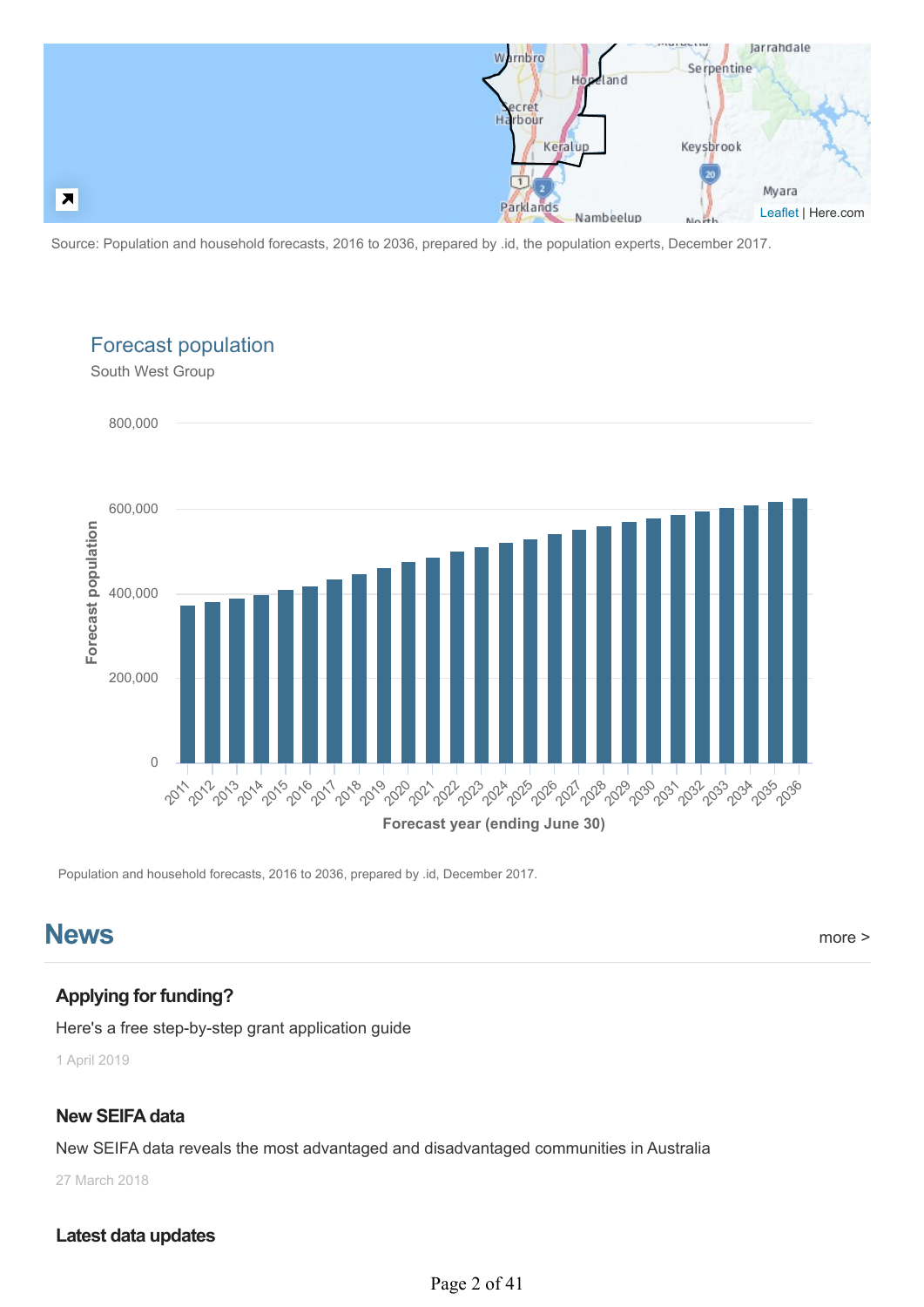Source: Population and household forecasts, 2016 to 2036, prepared by .id, the population experts, December 2017.

## Forecast population

South West Group

Population and household forecasts, 2016 to 2036, prepared by .id, December 2017.

## News

more >

### Applying for funding?

Here's a free step-by-step grant application guide

1 April 2019

### New SEIFA data

New SEIFA data reveals the most advantaged and disadvantaged communities in Australia

27 March 2018

### Latest data updates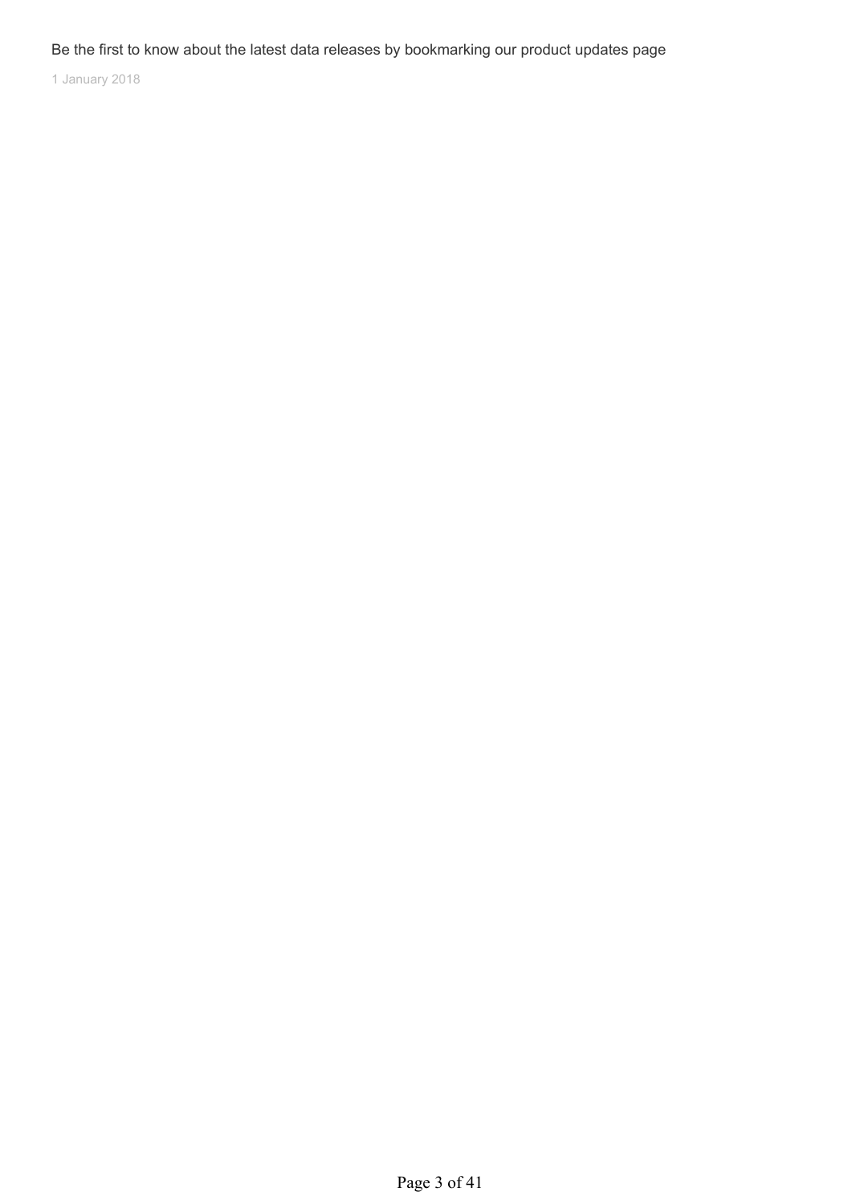Be the first to know about the latest data releases by bookmarking our product updates page

1 January 2018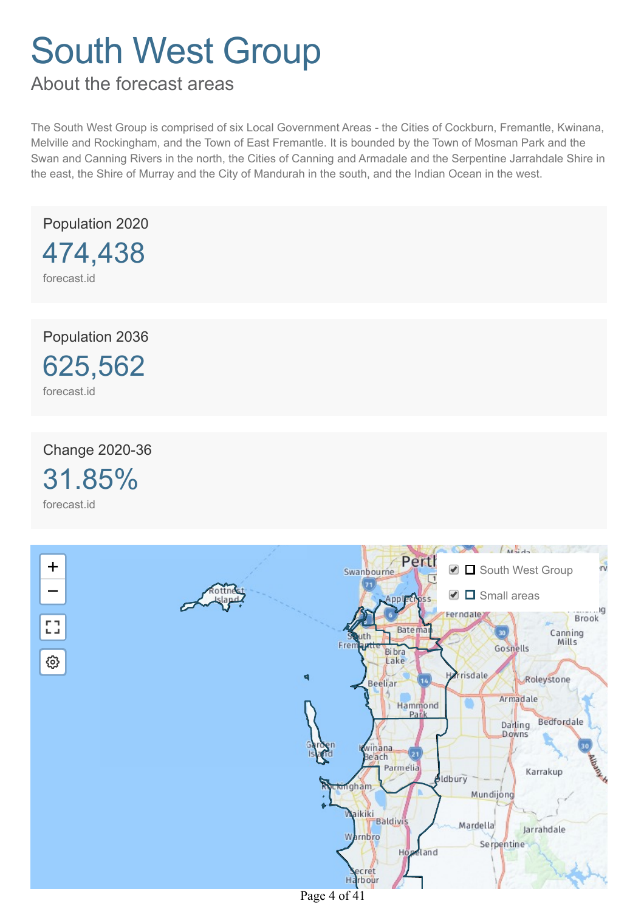# South West Group

## About the forecast areas

The South West Group is comprised of six Local Government Areas - the Cities of Cockburn, Fremantle, Kwinana, Melville and Rockingham, and the Town of East Fremantle. It is bounded by the Town of Mosman Park and the Swan and Canning Rivers in the north, the Cities of Canning and Armadale and the Serpentine Jarrahdale Shire in the east, the Shire of Murray and the City of Mandurah in the south, and the Indian Ocean in the west.

Population 2020

**474,438**

forecast.id

Population 2036

**625,562**

forecast.id

Change 2020-36

**31.85%**

forecast.id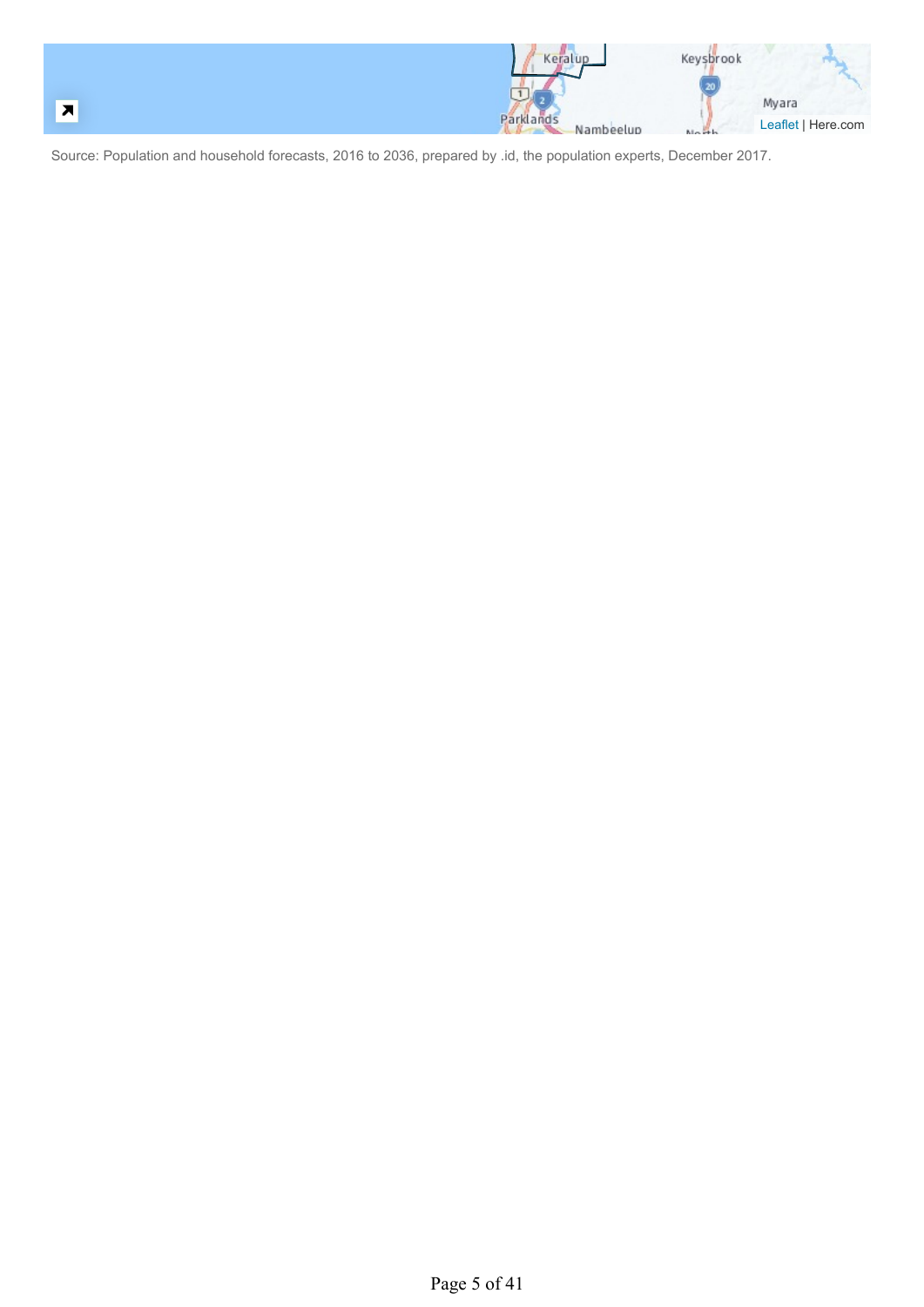Source: Population and household forecasts, 2016 to 2036, prepared by .id, the population experts, December 2017.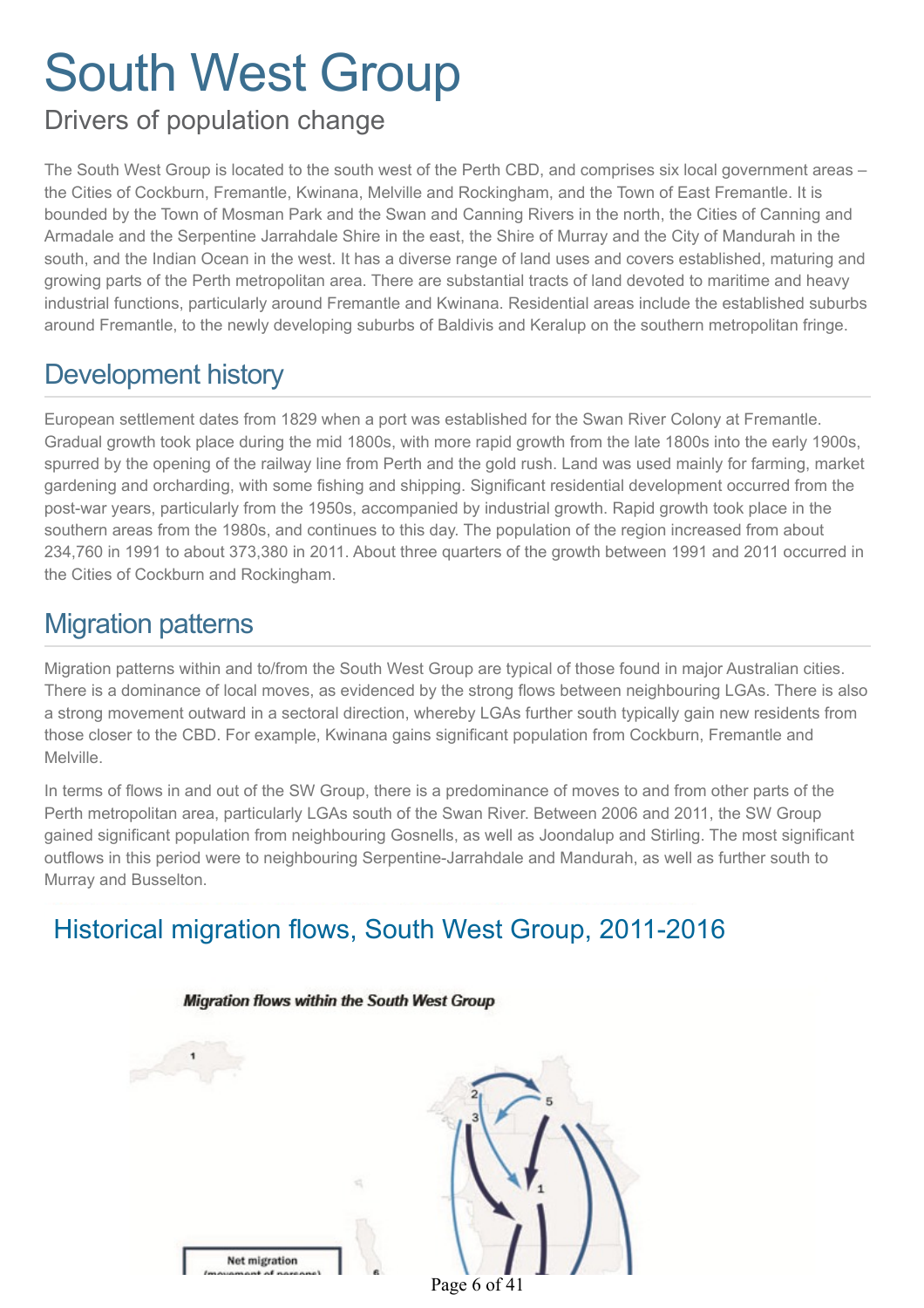# South West Group

## Drivers of population change

The South West Group is located to the south west of the Perth CBD, and comprises six local government areas – the Cities of Cockburn, Fremantle, Kwinana, Melville and Rockingham, and the Town of East Fremantle. It is bounded by the Town of Mosman Park and the Swan and Canning Rivers in the north, the Cities of Canning and Armadale and the Serpentine Jarrahdale Shire in the east, the Shire of Murray and the City of Mandurah in the south, and the Indian Ocean in the west. It has a diverse range of land uses and covers established, maturing and growing parts of the Perth metropolitan area. There are substantial tracts of land devoted to maritime and heavy industrial functions, particularly around Fremantle and Kwinana. Residential areas include the established suburbs around Fremantle, to the newly developing suburbs of Baldivis and Keralup on the southern metropolitan fringe.

## Development history

European settlement dates from 1829 when a port was established for the Swan River Colony at Fremantle. Gradual growth took place during the mid 1800s, with more rapid growth from the late 1800s into the early 1900s, spurred by the opening of the railway line from Perth and the gold rush. Land was used mainly for farming, market gardening and orcharding, with some fishing and shipping. Significant residential development occurred from the post-war years, particularly from the 1950s, accompanied by industrial growth. Rapid growth took place in the southern areas from the 1980s, and continues to this day. The population of the region increased from about 234,760 in 1991 to about 373,380 in 2011. About three quarters of the growth between 1991 and 2011 occurred in the Cities of Cockburn and Rockingham.

## Migration patterns

Migration patterns within and to/from the South West Group are typical of those found in major Australian cities. There is a dominance of local moves, as evidenced by the strong flows between neighbouring LGAs. There is also a strong movement outward in a sectoral direction, whereby LGAs further south typically gain new residents from those closer to the CBD. For example, Kwinana gains significant population from Cockburn, Fremantle and Melville.

In terms of flows in and out of the SW Group, there is a predominance of moves to and from other parts of the Perth metropolitan area, particularly LGAs south of the Swan River. Between 2006 and 2011, the SW Group gained significant population from neighbouring Gosnells, as well as Joondalup and Stirling. The most significant outflows in this period were to neighbouring Serpentine-Jarrahdale and Mandurah, as well as further south to Murray and Busselton.

## Historical migration flows, South West Group, 2011-2016

**Migration flows within the South West Group**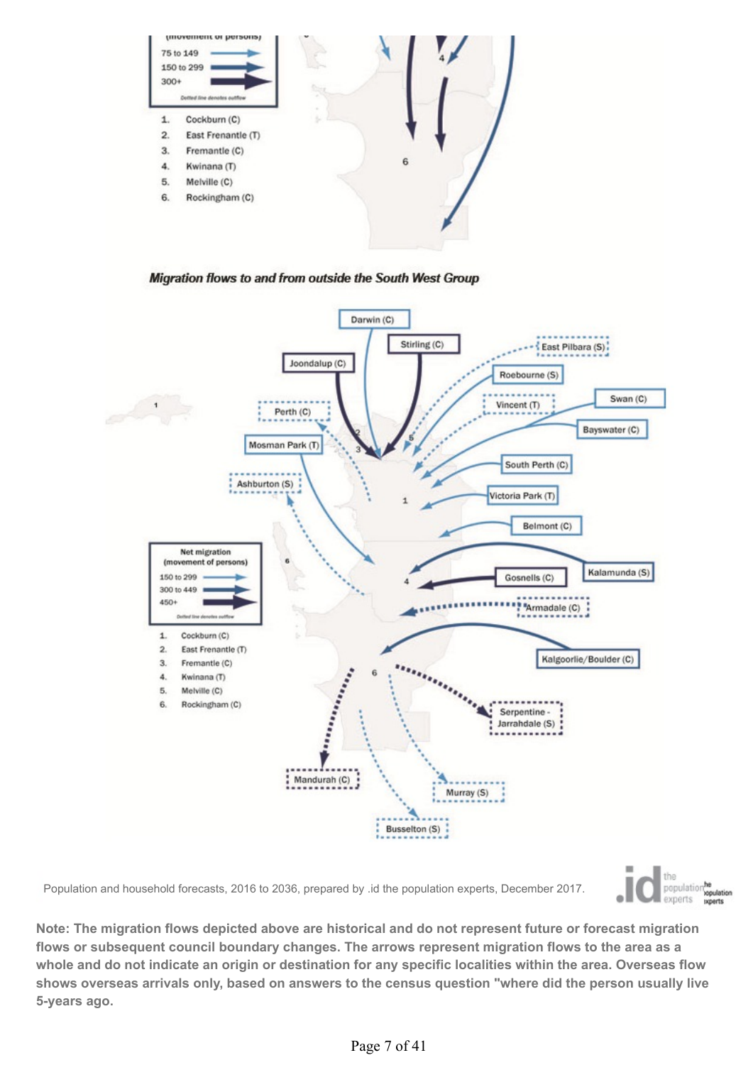(movement of persons)

75 to 149

150 to 299

300+

Dotted line denotes outflow

1. Cockburn (C)
2. East Fremantle (T)
3. Fremantle (C)
4. Kwinana (T)
5. Melville (C)
6. Rockingham (C)

***Migration flows to and from outside the South West Group***

Darwin (C)

Stirling (C)

East Pilbara (S)

Joondalup (C)

Roebourne (S)

Vincent (T)

Swan (C)

Perth (C)

Bayswater (C)

Mosman Park (T)

South Perth (C)

Ashburton (S)

Victoria Park (T)

Belmont (C)

Net migration (movement of persons)

150 to 299

300 to 449

450+

Dotted line denotes outflow

Kalamunda (S)

Gosnells (C)

Armadale (C)

1. Cockburn (C)
2. East Fremantle (T)
3. Fremantle (C)
4. Kwinana (T)
5. Melville (C)
6. Rockingham (C)

Kalgoorlie/Boulder (C)

Serpentine - Jarrahdale (S)

Mandurah (C)

Murray (S)

Busselton (S)

Population and household forecasts, 2016 to 2036, prepared by .id the population experts, December 2017.

**Note: The migration flows depicted above are historical and do not represent future or forecast migration flows or subsequent council boundary changes. The arrows represent migration flows to the area as a whole and do not indicate an origin or destination for any specific localities within the area. Overseas flow shows overseas arrivals only, based on answers to the census question "where did the person usually live 5-years ago.**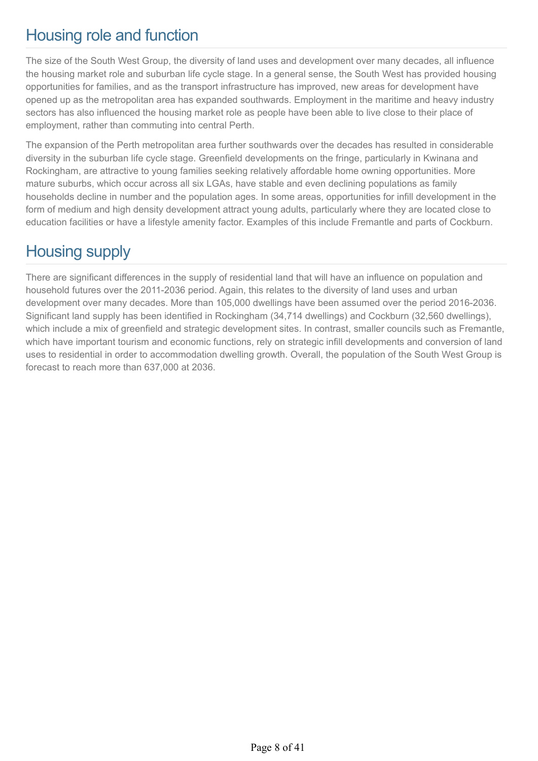## Housing role and function

The size of the South West Group, the diversity of land uses and development over many decades, all influence the housing market role and suburban life cycle stage. In a general sense, the South West has provided housing opportunities for families, and as the transport infrastructure has improved, new areas for development have opened up as the metropolitan area has expanded southwards. Employment in the maritime and heavy industry sectors has also influenced the housing market role as people have been able to live close to their place of employment, rather than commuting into central Perth.

The expansion of the Perth metropolitan area further southwards over the decades has resulted in considerable diversity in the suburban life cycle stage. Greenfield developments on the fringe, particularly in Kwinana and Rockingham, are attractive to young families seeking relatively affordable home owning opportunities. More mature suburbs, which occur across all six LGAs, have stable and even declining populations as family households decline in number and the population ages. In some areas, opportunities for infill development in the form of medium and high density development attract young adults, particularly where they are located close to education facilities or have a lifestyle amenity factor. Examples of this include Fremantle and parts of Cockburn.

## Housing supply

There are significant differences in the supply of residential land that will have an influence on population and household futures over the 2011-2036 period. Again, this relates to the diversity of land uses and urban development over many decades. More than 105,000 dwellings have been assumed over the period 2016-2036. Significant land supply has been identified in Rockingham (34,714 dwellings) and Cockburn (32,560 dwellings), which include a mix of greenfield and strategic development sites. In contrast, smaller councils such as Fremantle, which have important tourism and economic functions, rely on strategic infill developments and conversion of land uses to residential in order to accommodation dwelling growth. Overall, the population of the South West Group is forecast to reach more than 637,000 at 2036.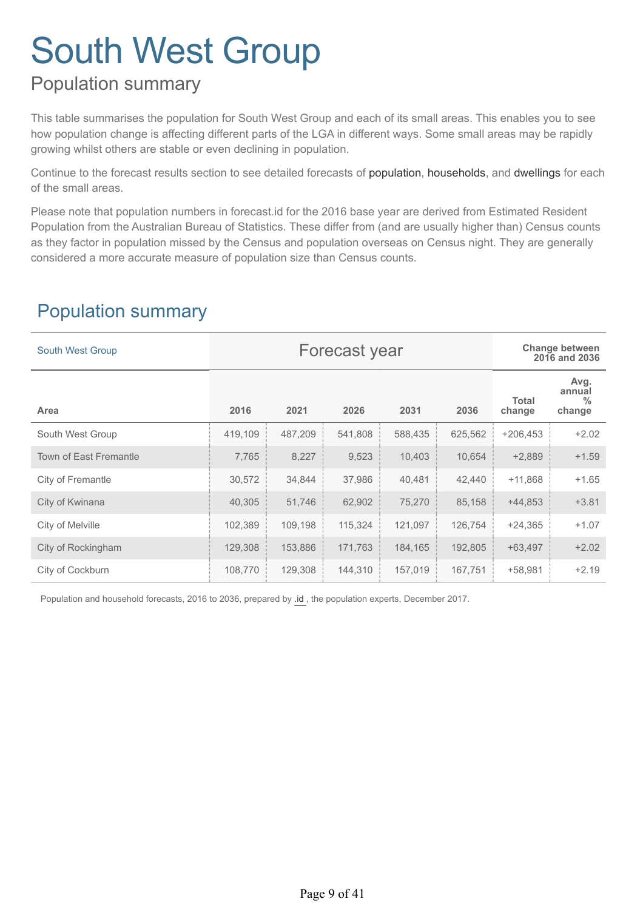# South West Group

## Population summary

This table summarises the population for South West Group and each of its small areas. This enables you to see how population change is affecting different parts of the LGA in different ways. Some small areas may be rapidly growing whilst others are stable or even declining in population.

Continue to the forecast results section to see detailed forecasts of population, households, and dwellings for each of the small areas.

Please note that population numbers in forecast.id for the 2016 base year are derived from Estimated Resident Population from the Australian Bureau of Statistics. These differ from (and are usually higher than) Census counts as they factor in population missed by the Census and population overseas on Census night. They are generally considered a more accurate measure of population size than Census counts.

## Population summary

| South West Group | Forecast year | | | | | Change between 2016 and 2036 | |
|---|---|---|---|---|---|---|---|
| Area | 2016 | 2021 | 2026 | 2031 | 2036 | Total change | Avg. annual % change |
| South West Group | 419,109 | 487,209 | 541,808 | 588,435 | 625,562 | +206,453 | +2.02 |
| Town of East Fremantle | 7,765 | 8,227 | 9,523 | 10,403 | 10,654 | +2,889 | +1.59 |
| City of Fremantle | 30,572 | 34,844 | 37,986 | 40,481 | 42,440 | +11,868 | +1.65 |
| City of Kwinana | 40,305 | 51,746 | 62,902 | 75,270 | 85,158 | +44,853 | +3.81 |
| City of Melville | 102,389 | 109,198 | 115,324 | 121,097 | 126,754 | +24,365 | +1.07 |
| City of Rockingham | 129,308 | 153,886 | 171,763 | 184,165 | 192,805 | +63,497 | +2.02 |
| City of Cockburn | 108,770 | 129,308 | 144,310 | 157,019 | 167,751 | +58,981 | +2.19 |

Population and household forecasts, 2016 to 2036, prepared by .id , the population experts, December 2017.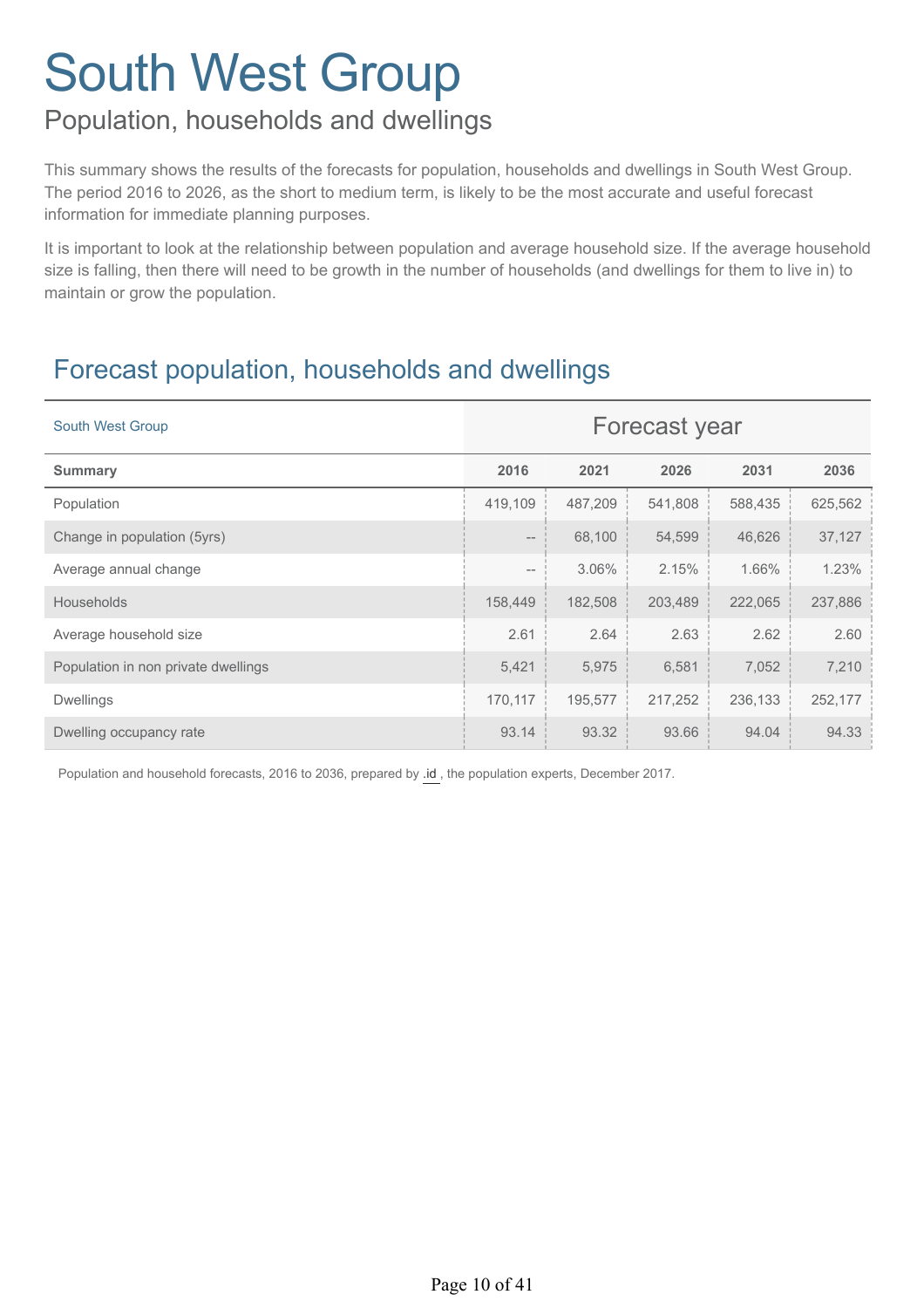# South West Group

## Population, households and dwellings

This summary shows the results of the forecasts for population, households and dwellings in South West Group. The period 2016 to 2026, as the short to medium term, is likely to be the most accurate and useful forecast information for immediate planning purposes.

It is important to look at the relationship between population and average household size. If the average household size is falling, then there will need to be growth in the number of households (and dwellings for them to live in) to maintain or grow the population.

## Forecast population, households and dwellings

| South West Group | Forecast year | | | | |
|---|---|---|---|---|---|
| **Summary** | **2016** | **2021** | **2026** | **2031** | **2036** |
| Population | 419,109 | 487,209 | 541,808 | 588,435 | 625,562 |
| Change in population (5yrs) | -- | 68,100 | 54,599 | 46,626 | 37,127 |
| Average annual change | -- | 3.06% | 2.15% | 1.66% | 1.23% |
| Households | 158,449 | 182,508 | 203,489 | 222,065 | 237,886 |
| Average household size | 2.61 | 2.64 | 2.63 | 2.62 | 2.60 |
| Population in non private dwellings | 5,421 | 5,975 | 6,581 | 7,052 | 7,210 |
| Dwellings | 170,117 | 195,577 | 217,252 | 236,133 | 252,177 |
| Dwelling occupancy rate | 93.14 | 93.32 | 93.66 | 94.04 | 94.33 |

Population and household forecasts, 2016 to 2036, prepared by .id , the population experts, December 2017.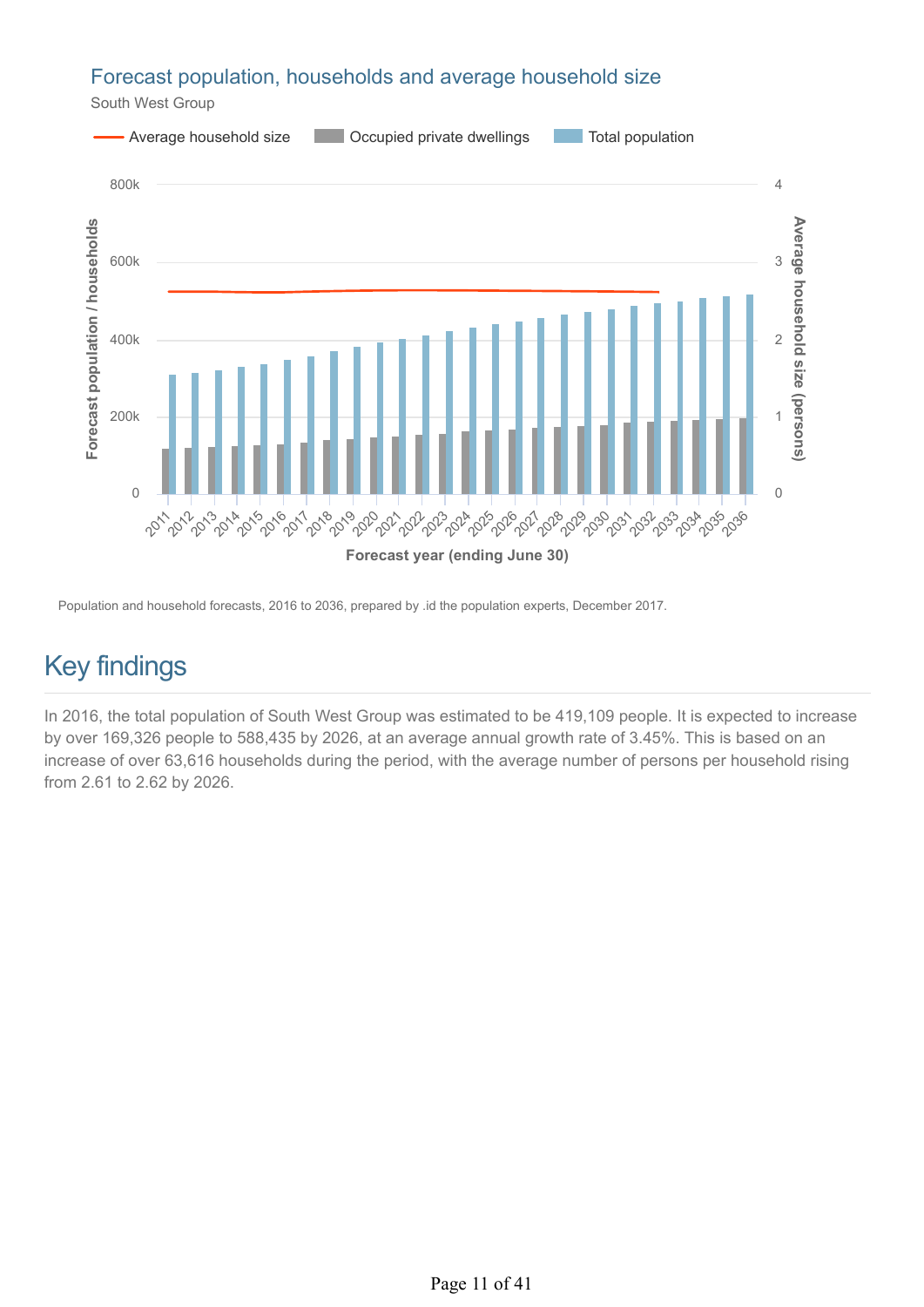## Forecast population, households and average household size

South West Group

Population and household forecasts, 2016 to 2036, prepared by .id the population experts, December 2017.

# Key findings

In 2016, the total population of South West Group was estimated to be 419,109 people. It is expected to increase by over 169,326 people to 588,435 by 2026, at an average annual growth rate of 3.45%. This is based on an increase of over 63,616 households during the period, with the average number of persons per household rising from 2.61 to 2.62 by 2026.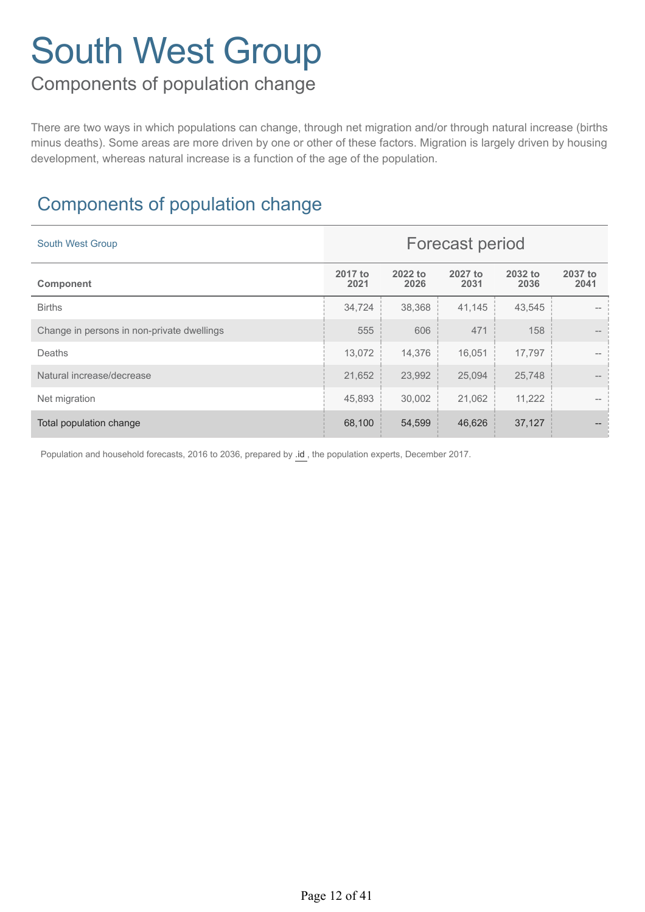# South West Group

## Components of population change

There are two ways in which populations can change, through net migration and/or through natural increase (births minus deaths). Some areas are more driven by one or other of these factors. Migration is largely driven by housing development, whereas natural increase is a function of the age of the population.

## Components of population change

| South West Group | Forecast period | | | | |
|---|---|---|---|---|---|
| **Component** | **2017 to 2021** | **2022 to 2026** | **2027 to 2031** | **2032 to 2036** | **2037 to 2041** |
| Births | 34,724 | 38,368 | 41,145 | 43,545 | -- |
| Change in persons in non-private dwellings | 555 | 606 | 471 | 158 | -- |
| Deaths | 13,072 | 14,376 | 16,051 | 17,797 | -- |
| Natural increase/decrease | 21,652 | 23,992 | 25,094 | 25,748 | -- |
| Net migration | 45,893 | 30,002 | 21,062 | 11,222 | -- |
| Total population change | 68,100 | 54,599 | 46,626 | 37,127 | -- |

Population and household forecasts, 2016 to 2036, prepared by .id , the population experts, December 2017.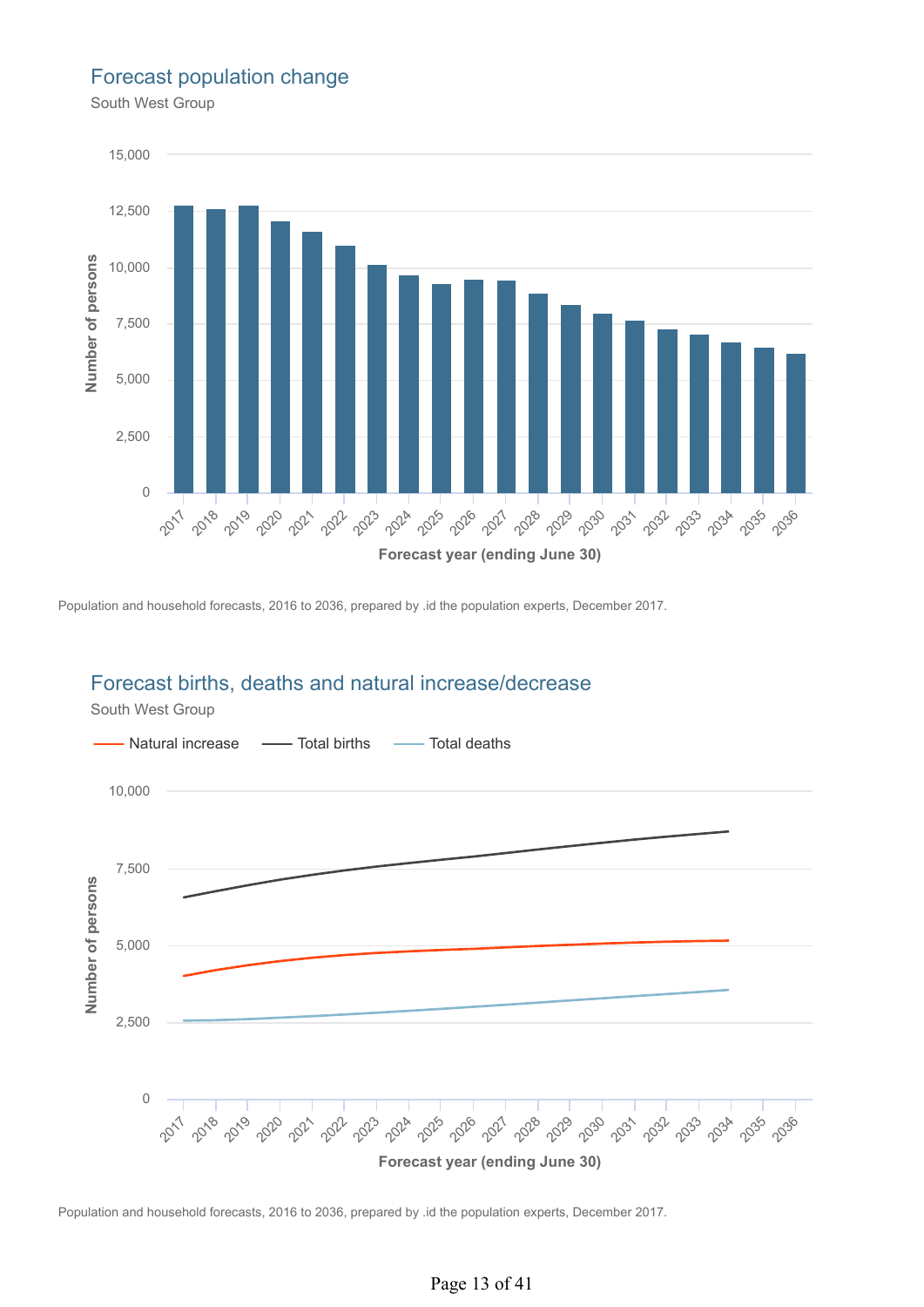## Forecast population change

South West Group

Population and household forecasts, 2016 to 2036, prepared by .id the population experts, December 2017.

## Forecast births, deaths and natural increase/decrease

South West Group

Population and household forecasts, 2016 to 2036, prepared by .id the population experts, December 2017.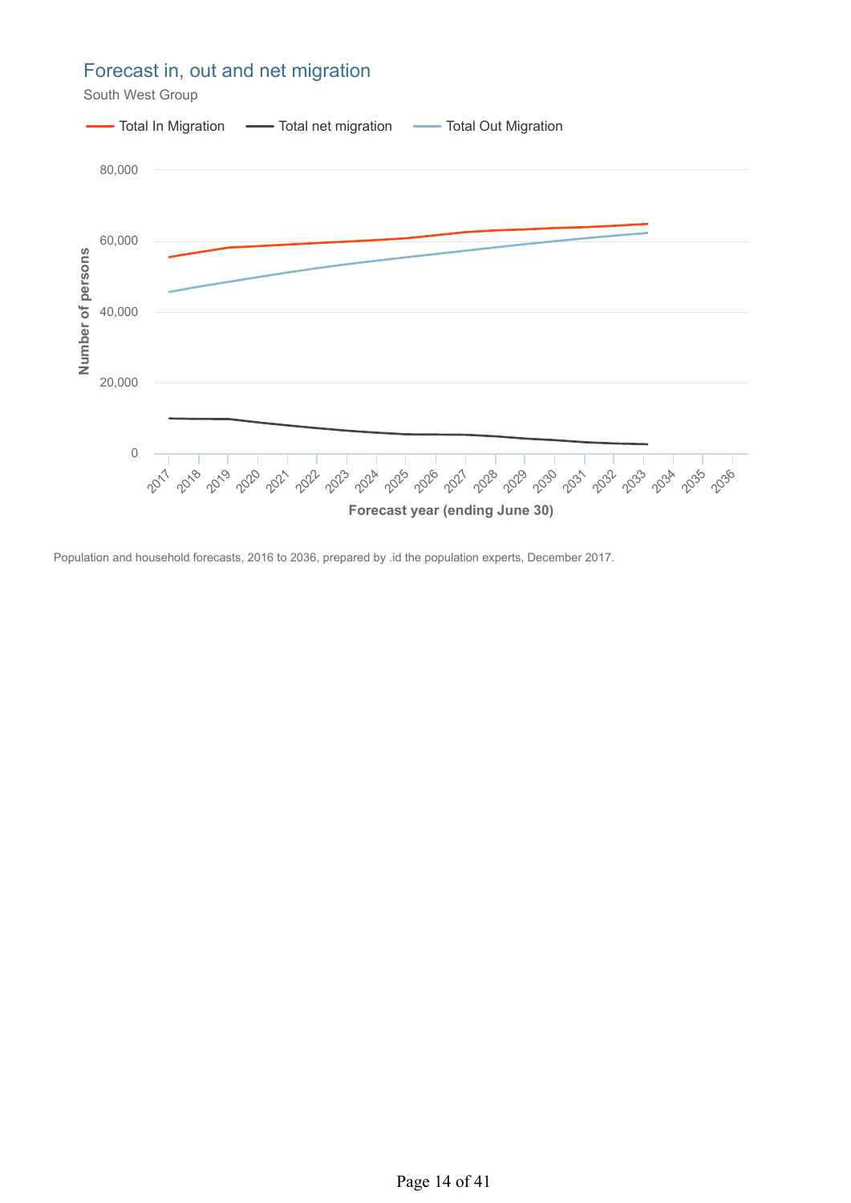## Forecast in, out and net migration

South West Group

Total In Migration — Total net migration — Total Out Migration

Number of persons

80,000
60,000
40,000
20,000
0

2017 2018 2019 2020 2021 2022 2023 2024 2025 2026 2027 2028 2029 2030 2031 2032 2033 2034 2035 2036

Forecast year (ending June 30)

Population and household forecasts, 2016 to 2036, prepared by .id the population experts, December 2017.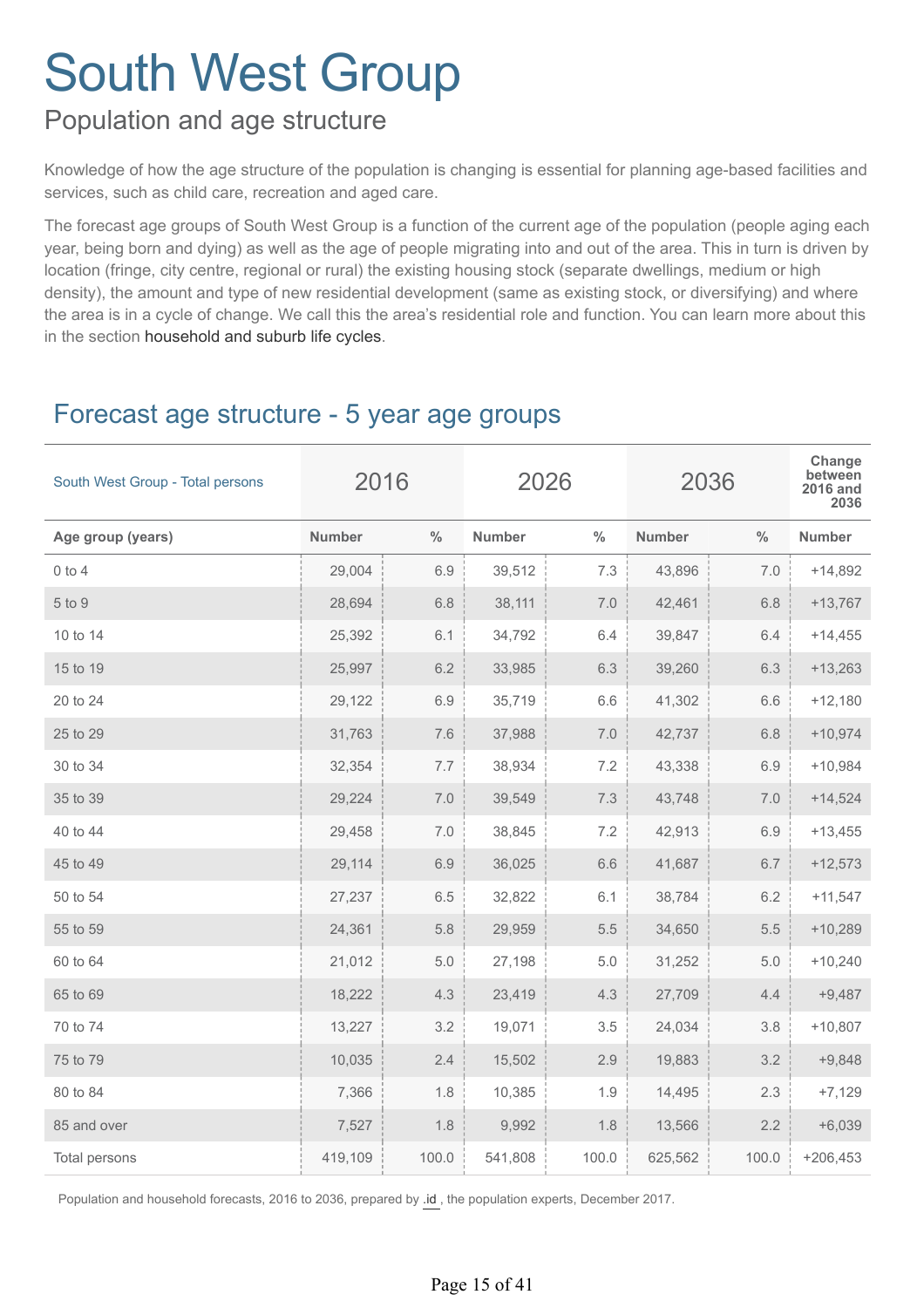# South West Group

## Population and age structure

Knowledge of how the age structure of the population is changing is essential for planning age-based facilities and services, such as child care, recreation and aged care.

The forecast age groups of South West Group is a function of the current age of the population (people aging each year, being born and dying) as well as the age of people migrating into and out of the area. This in turn is driven by location (fringe, city centre, regional or rural) the existing housing stock (separate dwellings, medium or high density), the amount and type of new residential development (same as existing stock, or diversifying) and where the area is in a cycle of change. We call this the area's residential role and function. You can learn more about this in the section household and suburb life cycles.

### Forecast age structure - 5 year age groups

| South West Group - Total persons | 2016 | | 2026 | | 2036 | | Change between 2016 and 2036 |
|---|---|---|---|---|---|---|---|
| **Age group (years)** | **Number** | **%** | **Number** | **%** | **Number** | **%** | **Number** |
| 0 to 4 | 29,004 | 6.9 | 39,512 | 7.3 | 43,896 | 7.0 | +14,892 |
| 5 to 9 | 28,694 | 6.8 | 38,111 | 7.0 | 42,461 | 6.8 | +13,767 |
| 10 to 14 | 25,392 | 6.1 | 34,792 | 6.4 | 39,847 | 6.4 | +14,455 |
| 15 to 19 | 25,997 | 6.2 | 33,985 | 6.3 | 39,260 | 6.3 | +13,263 |
| 20 to 24 | 29,122 | 6.9 | 35,719 | 6.6 | 41,302 | 6.6 | +12,180 |
| 25 to 29 | 31,763 | 7.6 | 37,988 | 7.0 | 42,737 | 6.8 | +10,974 |
| 30 to 34 | 32,354 | 7.7 | 38,934 | 7.2 | 43,338 | 6.9 | +10,984 |
| 35 to 39 | 29,224 | 7.0 | 39,549 | 7.3 | 43,748 | 7.0 | +14,524 |
| 40 to 44 | 29,458 | 7.0 | 38,845 | 7.2 | 42,913 | 6.9 | +13,455 |
| 45 to 49 | 29,114 | 6.9 | 36,025 | 6.6 | 41,687 | 6.7 | +12,573 |
| 50 to 54 | 27,237 | 6.5 | 32,822 | 6.1 | 38,784 | 6.2 | +11,547 |
| 55 to 59 | 24,361 | 5.8 | 29,959 | 5.5 | 34,650 | 5.5 | +10,289 |
| 60 to 64 | 21,012 | 5.0 | 27,198 | 5.0 | 31,252 | 5.0 | +10,240 |
| 65 to 69 | 18,222 | 4.3 | 23,419 | 4.3 | 27,709 | 4.4 | +9,487 |
| 70 to 74 | 13,227 | 3.2 | 19,071 | 3.5 | 24,034 | 3.8 | +10,807 |
| 75 to 79 | 10,035 | 2.4 | 15,502 | 2.9 | 19,883 | 3.2 | +9,848 |
| 80 to 84 | 7,366 | 1.8 | 10,385 | 1.9 | 14,495 | 2.3 | +7,129 |
| 85 and over | 7,527 | 1.8 | 9,992 | 1.8 | 13,566 | 2.2 | +6,039 |
| Total persons | 419,109 | 100.0 | 541,808 | 100.0 | 625,562 | 100.0 | +206,453 |

Population and household forecasts, 2016 to 2036, prepared by .id , the population experts, December 2017.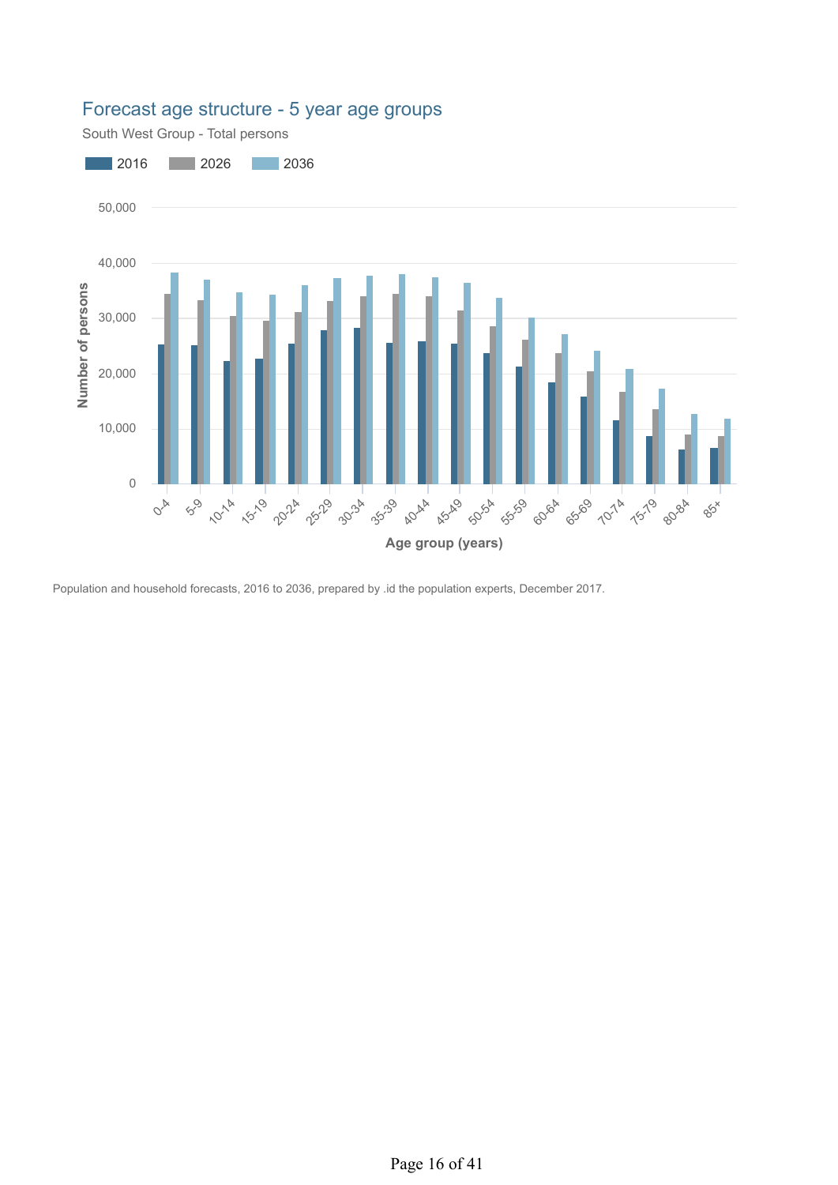## Forecast age structure - 5 year age groups

South West Group - Total persons

Population and household forecasts, 2016 to 2036, prepared by .id the population experts, December 2017.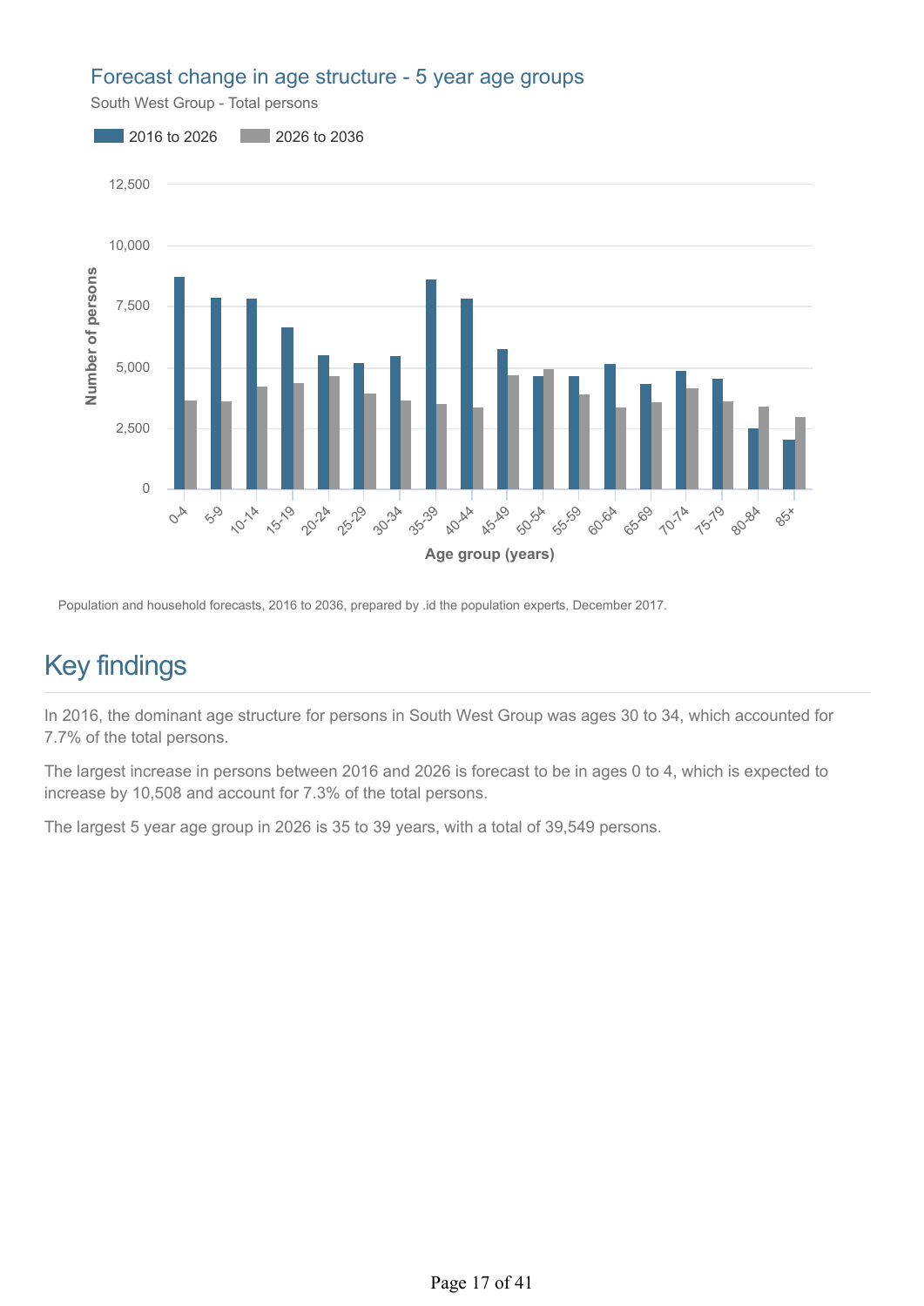## Forecast change in age structure - 5 year age groups

South West Group - Total persons

Population and household forecasts, 2016 to 2036, prepared by .id the population experts, December 2017.

# Key findings

In 2016, the dominant age structure for persons in South West Group was ages 30 to 34, which accounted for 7.7% of the total persons.

The largest increase in persons between 2016 and 2026 is forecast to be in ages 0 to 4, which is expected to increase by 10,508 and account for 7.3% of the total persons.

The largest 5 year age group in 2026 is 35 to 39 years, with a total of 39,549 persons.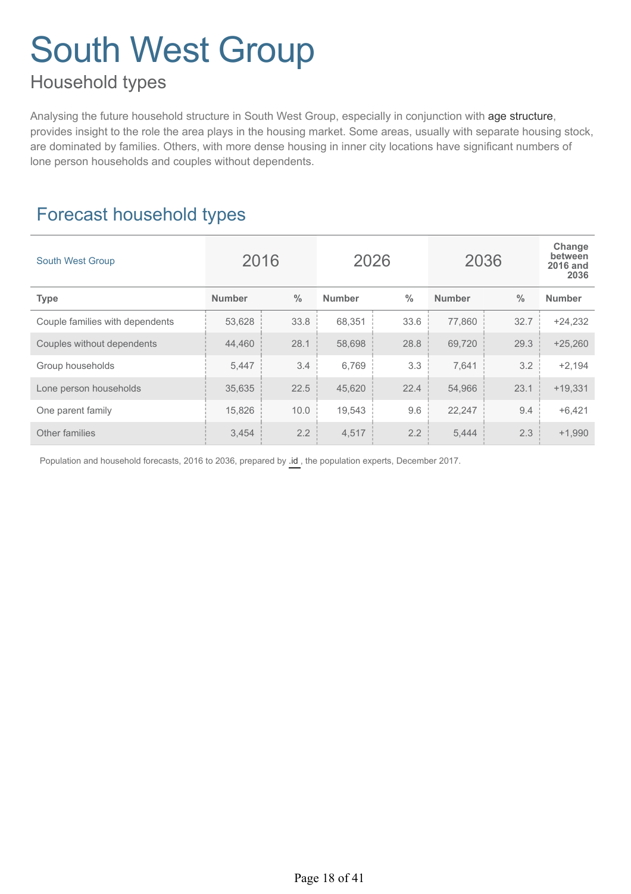# South West Group

## Household types

Analysing the future household structure in South West Group, especially in conjunction with age structure, provides insight to the role the area plays in the housing market. Some areas, usually with separate housing stock, are dominated by families. Others, with more dense housing in inner city locations have significant numbers of lone person households and couples without dependents.

### Forecast household types

| South West Group | 2016 | | 2026 | | 2036 | | Change between 2016 and 2036 |
|---|---|---|---|---|---|---|---|
| **Type** | **Number** | **%** | **Number** | **%** | **Number** | **%** | **Number** |
| Couple families with dependents | 53,628 | 33.8 | 68,351 | 33.6 | 77,860 | 32.7 | +24,232 |
| Couples without dependents | 44,460 | 28.1 | 58,698 | 28.8 | 69,720 | 29.3 | +25,260 |
| Group households | 5,447 | 3.4 | 6,769 | 3.3 | 7,641 | 3.2 | +2,194 |
| Lone person households | 35,635 | 22.5 | 45,620 | 22.4 | 54,966 | 23.1 | +19,331 |
| One parent family | 15,826 | 10.0 | 19,543 | 9.6 | 22,247 | 9.4 | +6,421 |
| Other families | 3,454 | 2.2 | 4,517 | 2.2 | 5,444 | 2.3 | +1,990 |

Population and household forecasts, 2016 to 2036, prepared by .id , the population experts, December 2017.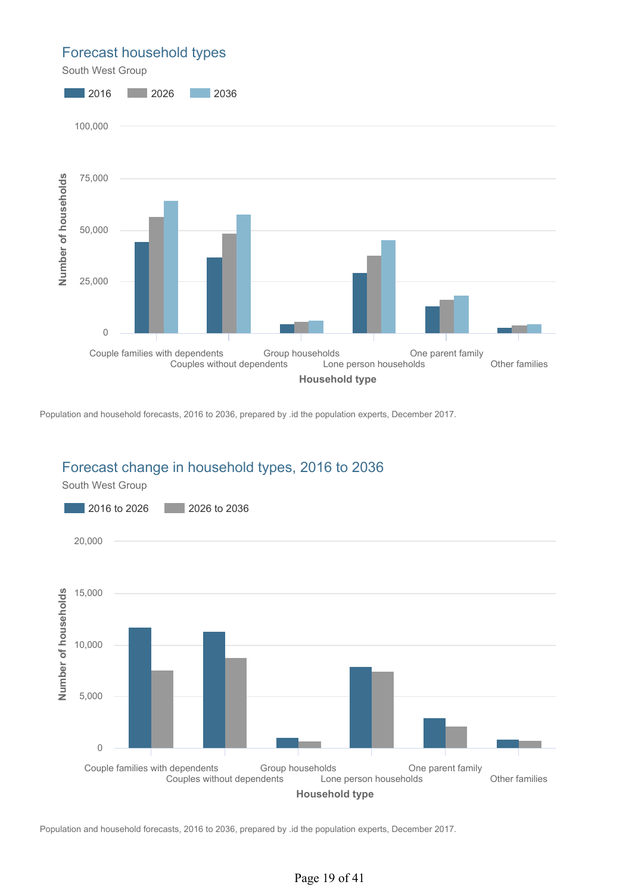## Forecast household types

South West Group

Population and household forecasts, 2016 to 2036, prepared by .id the population experts, December 2017.

## Forecast change in household types, 2016 to 2036

South West Group

Population and household forecasts, 2016 to 2036, prepared by .id the population experts, December 2017.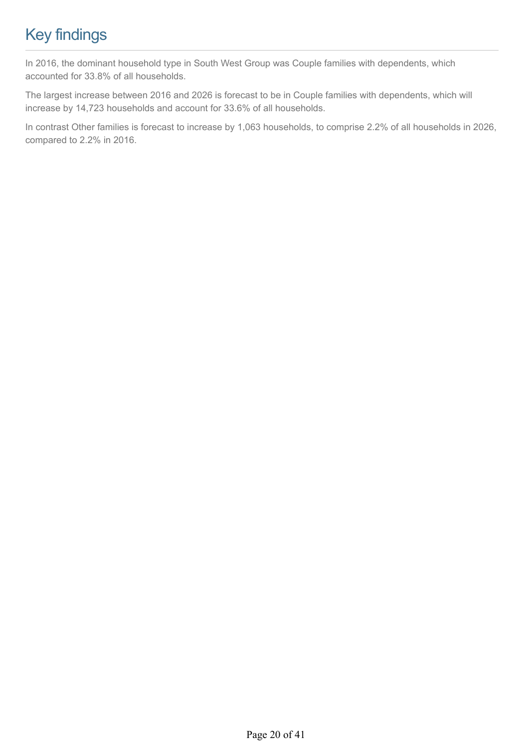# Key findings

In 2016, the dominant household type in South West Group was Couple families with dependents, which accounted for 33.8% of all households.

The largest increase between 2016 and 2026 is forecast to be in Couple families with dependents, which will increase by 14,723 households and account for 33.6% of all households.

In contrast Other families is forecast to increase by 1,063 households, to comprise 2.2% of all households in 2026, compared to 2.2% in 2016.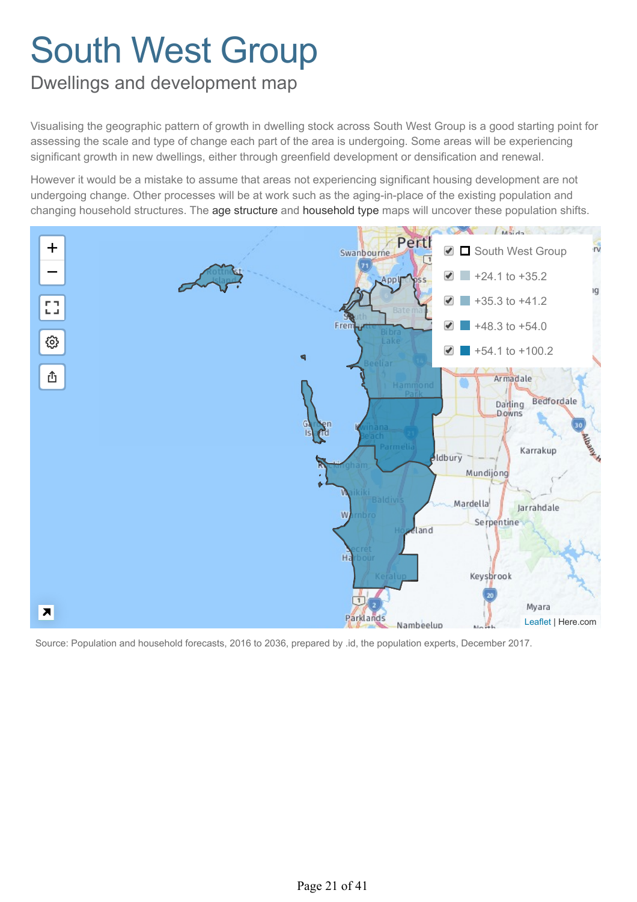# South West Group

## Dwellings and development map

Visualising the geographic pattern of growth in dwelling stock across South West Group is a good starting point for assessing the scale and type of change each part of the area is undergoing. Some areas will be experiencing significant growth in new dwellings, either through greenfield development or densification and renewal.

However it would be a mistake to assume that areas not experiencing significant housing development are not undergoing change. Other processes will be at work such as the aging-in-place of the existing population and changing household structures. The age structure and household type maps will uncover these population shifts.

Source: Population and household forecasts, 2016 to 2036, prepared by .id, the population experts, December 2017.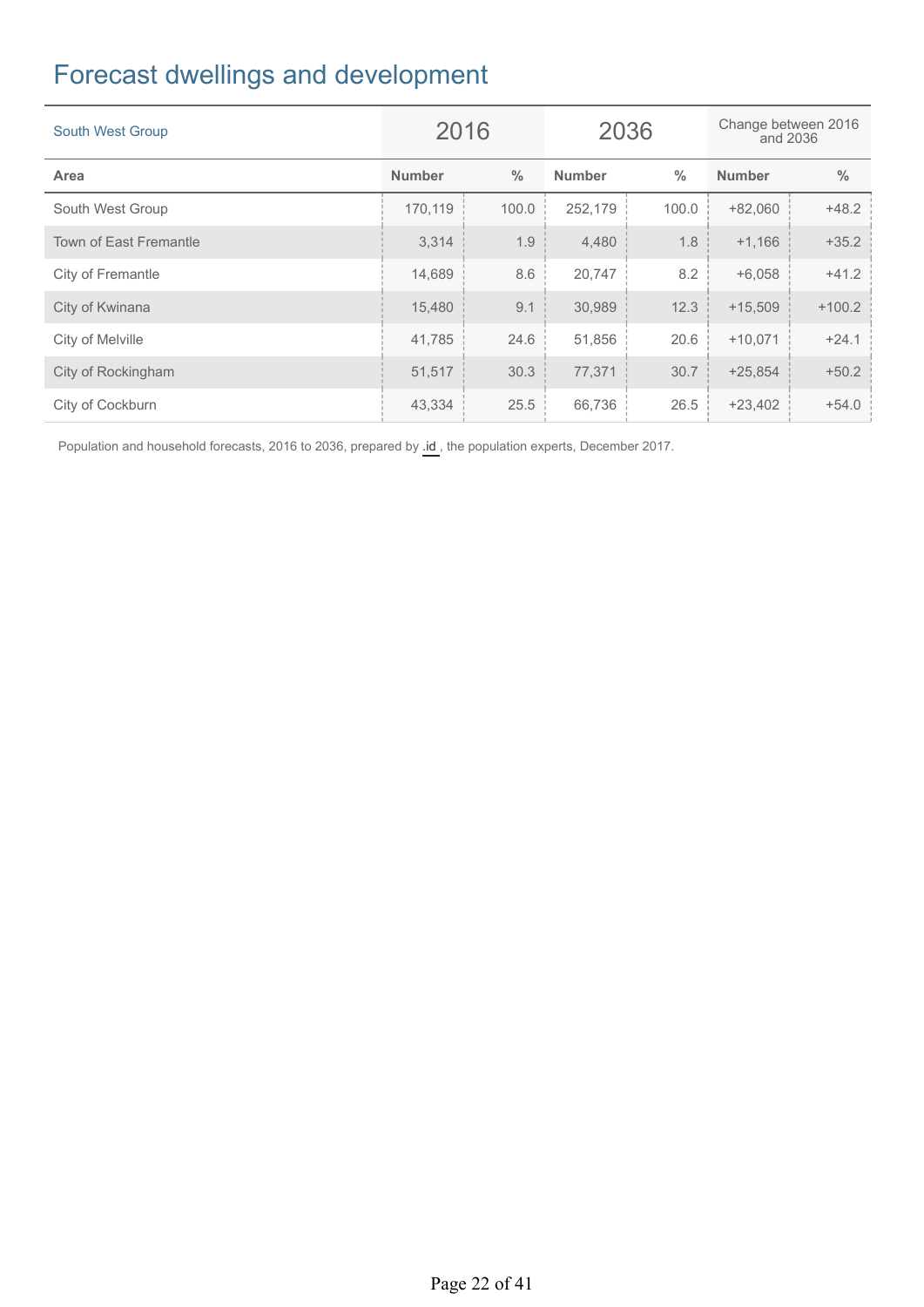# Forecast dwellings and development

| South West Group | 2016 | | 2036 | | Change between 2016 and 2036 | |
|---|---|---|---|---|---|---|
| **Area** | **Number** | **%** | **Number** | **%** | **Number** | **%** |
| South West Group | 170,119 | 100.0 | 252,179 | 100.0 | +82,060 | +48.2 |
| Town of East Fremantle | 3,314 | 1.9 | 4,480 | 1.8 | +1,166 | +35.2 |
| City of Fremantle | 14,689 | 8.6 | 20,747 | 8.2 | +6,058 | +41.2 |
| City of Kwinana | 15,480 | 9.1 | 30,989 | 12.3 | +15,509 | +100.2 |
| City of Melville | 41,785 | 24.6 | 51,856 | 20.6 | +10,071 | +24.1 |
| City of Rockingham | 51,517 | 30.3 | 77,371 | 30.7 | +25,854 | +50.2 |
| City of Cockburn | 43,334 | 25.5 | 66,736 | 26.5 | +23,402 | +54.0 |

Population and household forecasts, 2016 to 2036, prepared by .id , the population experts, December 2017.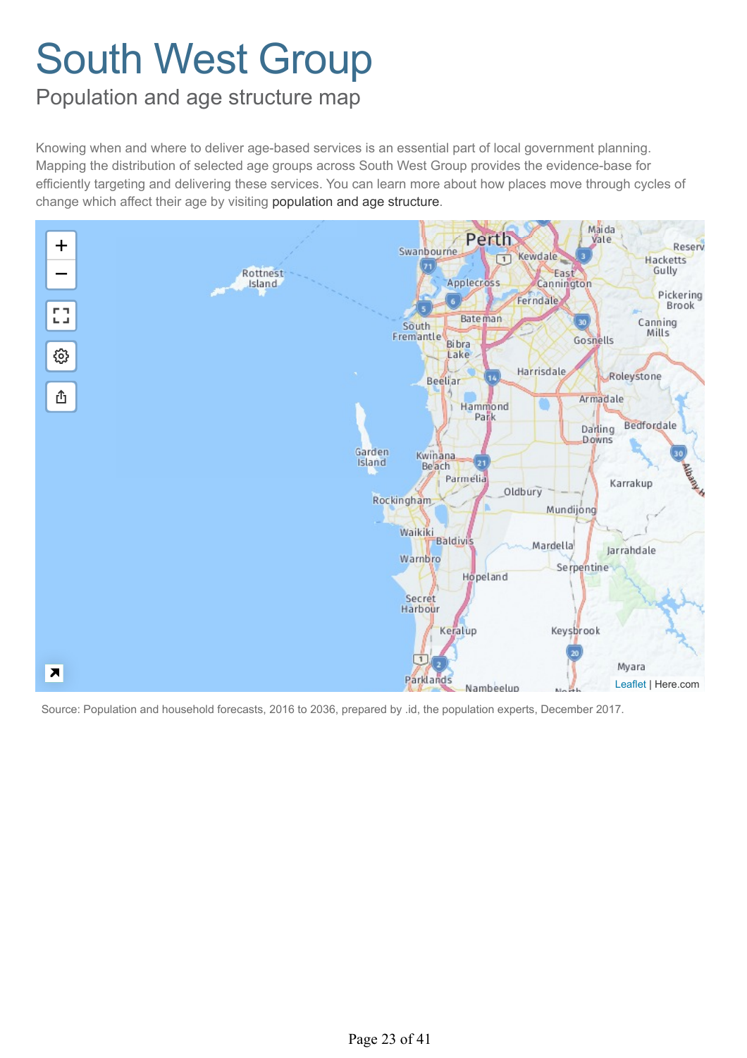# South West Group

## Population and age structure map

Knowing when and where to deliver age-based services is an essential part of local government planning. Mapping the distribution of selected age groups across South West Group provides the evidence-base for efficiently targeting and delivering these services. You can learn more about how places move through cycles of change which affect their age by visiting population and age structure.

Source: Population and household forecasts, 2016 to 2036, prepared by .id, the population experts, December 2017.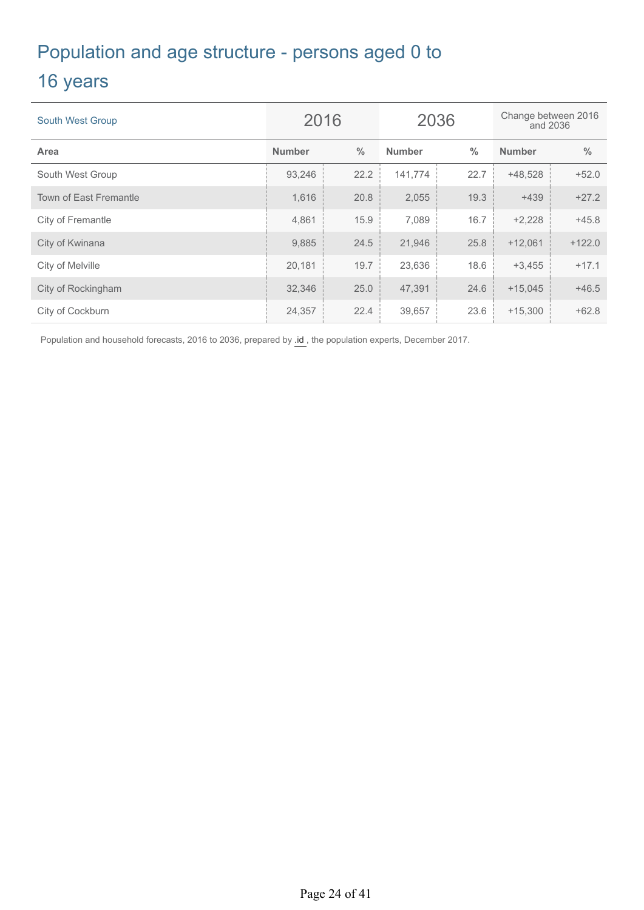# Population and age structure - persons aged 0 to 16 years

| South West Group | 2016 | | 2036 | | Change between 2016 and 2036 | |
|---|---|---|---|---|---|---|
| **Area** | **Number** | **%** | **Number** | **%** | **Number** | **%** |
| South West Group | 93,246 | 22.2 | 141,774 | 22.7 | +48,528 | +52.0 |
| Town of East Fremantle | 1,616 | 20.8 | 2,055 | 19.3 | +439 | +27.2 |
| City of Fremantle | 4,861 | 15.9 | 7,089 | 16.7 | +2,228 | +45.8 |
| City of Kwinana | 9,885 | 24.5 | 21,946 | 25.8 | +12,061 | +122.0 |
| City of Melville | 20,181 | 19.7 | 23,636 | 18.6 | +3,455 | +17.1 |
| City of Rockingham | 32,346 | 25.0 | 47,391 | 24.6 | +15,045 | +46.5 |
| City of Cockburn | 24,357 | 22.4 | 39,657 | 23.6 | +15,300 | +62.8 |

Population and household forecasts, 2016 to 2036, prepared by .id , the population experts, December 2017.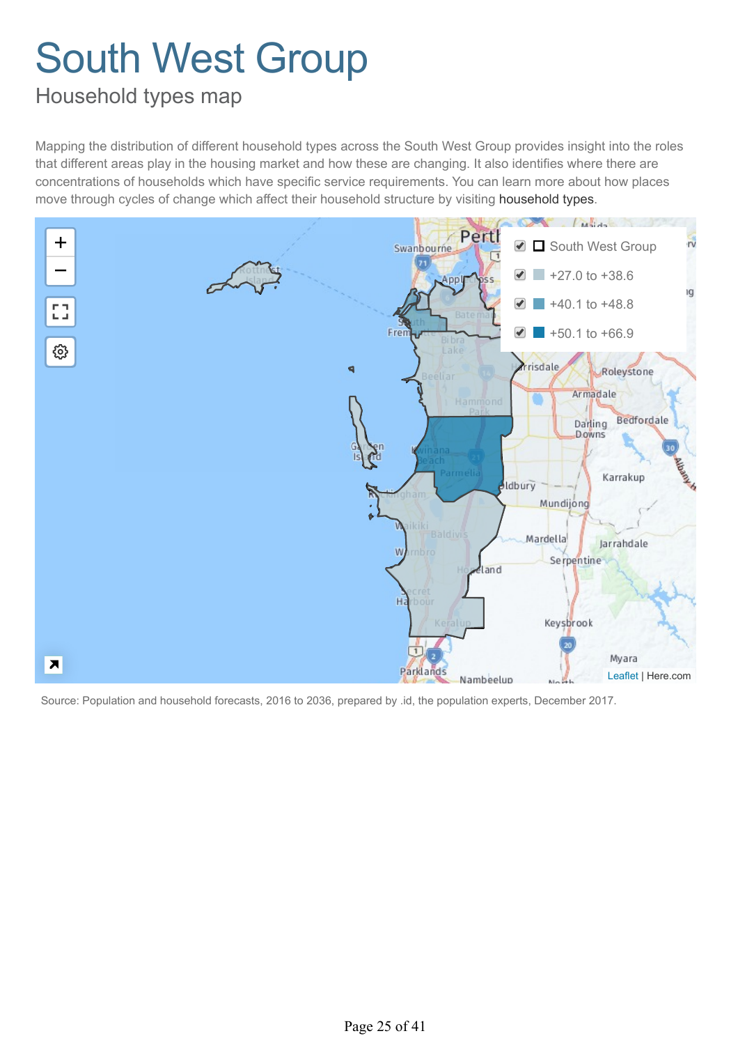# South West Group

## Household types map

Mapping the distribution of different household types across the South West Group provides insight into the roles that different areas play in the housing market and how these are changing. It also identifies where there are concentrations of households which have specific service requirements. You can learn more about how places move through cycles of change which affect their household structure by visiting household types.

- South West Group
- +27.0 to +38.6
- +40.1 to +48.8
- +50.1 to +66.9

Source: Population and household forecasts, 2016 to 2036, prepared by .id, the population experts, December 2017.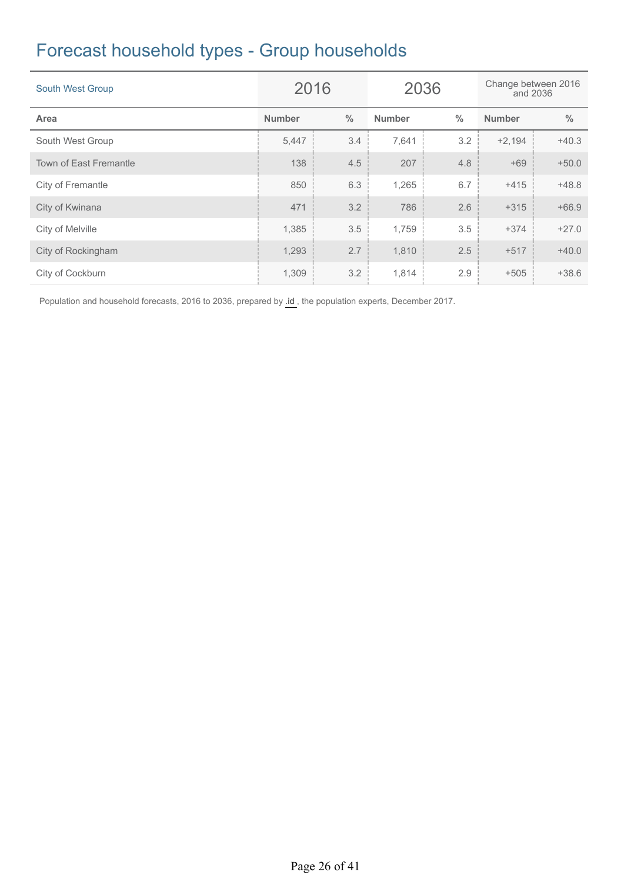# Forecast household types - Group households

| South West Group | 2016 | | 2036 | | Change between 2016 and 2036 | |
|---|---|---|---|---|---|---|
| **Area** | **Number** | **%** | **Number** | **%** | **Number** | **%** |
| South West Group | 5,447 | 3.4 | 7,641 | 3.2 | +2,194 | +40.3 |
| Town of East Fremantle | 138 | 4.5 | 207 | 4.8 | +69 | +50.0 |
| City of Fremantle | 850 | 6.3 | 1,265 | 6.7 | +415 | +48.8 |
| City of Kwinana | 471 | 3.2 | 786 | 2.6 | +315 | +66.9 |
| City of Melville | 1,385 | 3.5 | 1,759 | 3.5 | +374 | +27.0 |
| City of Rockingham | 1,293 | 2.7 | 1,810 | 2.5 | +517 | +40.0 |
| City of Cockburn | 1,309 | 3.2 | 1,814 | 2.9 | +505 | +38.6 |

Population and household forecasts, 2016 to 2036, prepared by .id , the population experts, December 2017.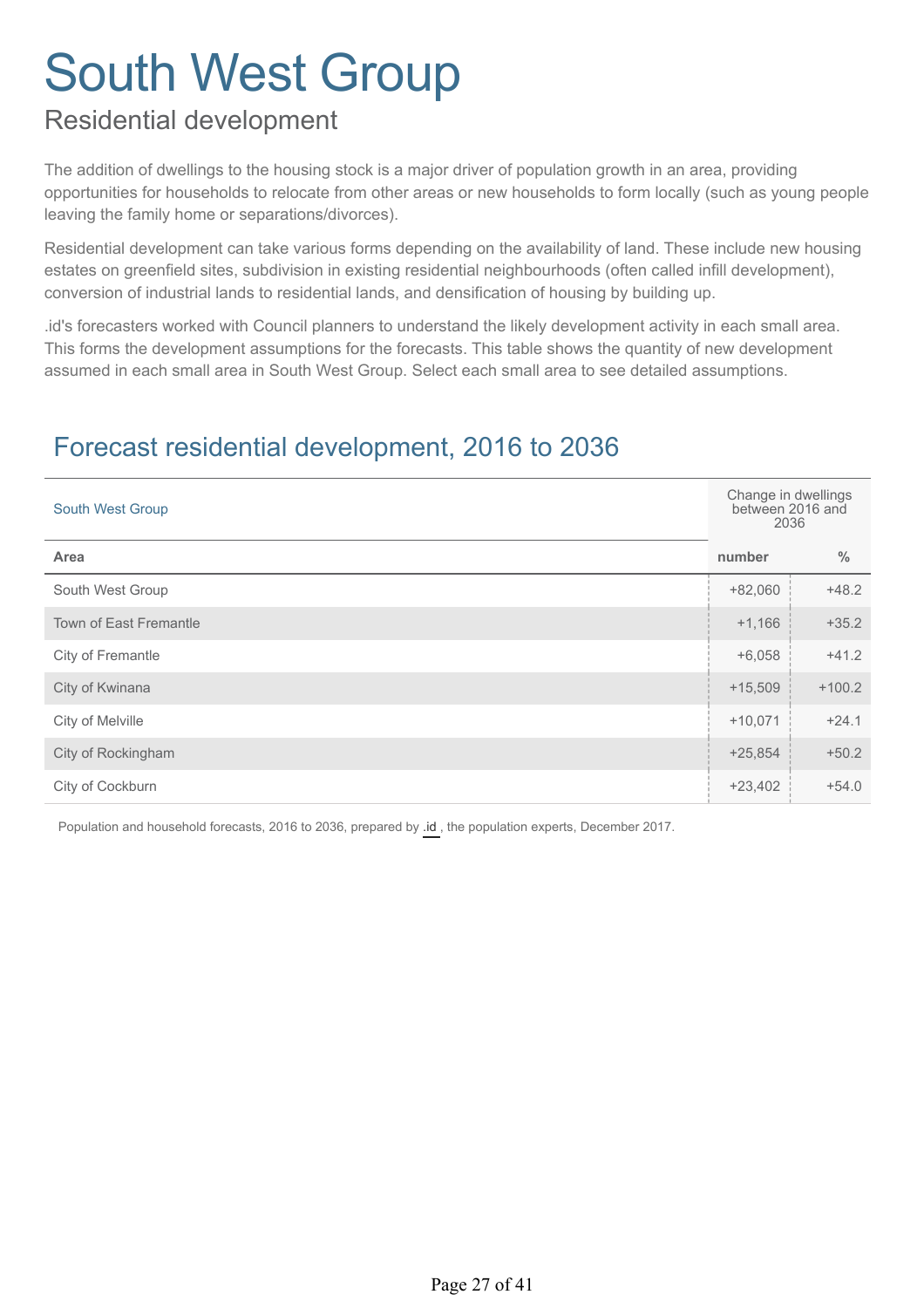# South West Group

## Residential development

The addition of dwellings to the housing stock is a major driver of population growth in an area, providing opportunities for households to relocate from other areas or new households to form locally (such as young people leaving the family home or separations/divorces).

Residential development can take various forms depending on the availability of land. These include new housing estates on greenfield sites, subdivision in existing residential neighbourhoods (often called infill development), conversion of industrial lands to residential lands, and densification of housing by building up.

.id's forecasters worked with Council planners to understand the likely development activity in each small area. This forms the development assumptions for the forecasts. This table shows the quantity of new development assumed in each small area in South West Group. Select each small area to see detailed assumptions.

## Forecast residential development, 2016 to 2036

| South West Group | Change in dwellings between 2016 and 2036 | |
|---|---|---|
| **Area** | **number** | **%** |
| South West Group | +82,060 | +48.2 |
| Town of East Fremantle | +1,166 | +35.2 |
| City of Fremantle | +6,058 | +41.2 |
| City of Kwinana | +15,509 | +100.2 |
| City of Melville | +10,071 | +24.1 |
| City of Rockingham | +25,854 | +50.2 |
| City of Cockburn | +23,402 | +54.0 |

Population and household forecasts, 2016 to 2036, prepared by .id , the population experts, December 2017.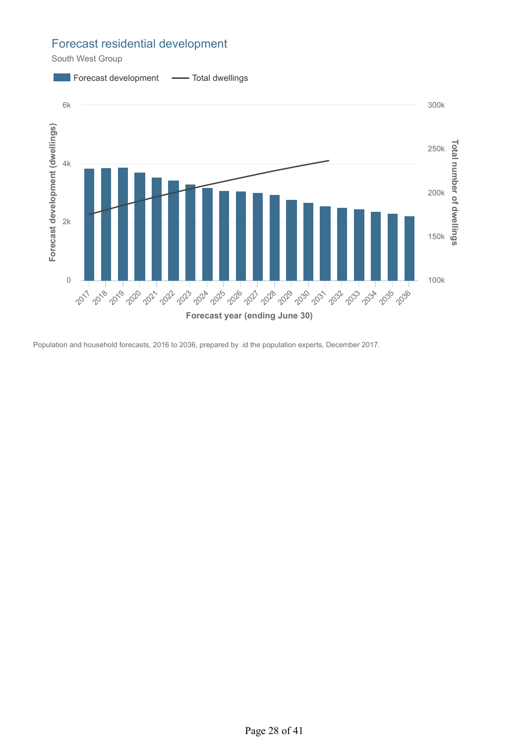## Forecast residential development

South West Group

Forecast development — Total dwellings

Forecast development (dwellings) | Total number of dwellings

Forecast year (ending June 30)

Population and household forecasts, 2016 to 2036, prepared by .id the population experts, December 2017.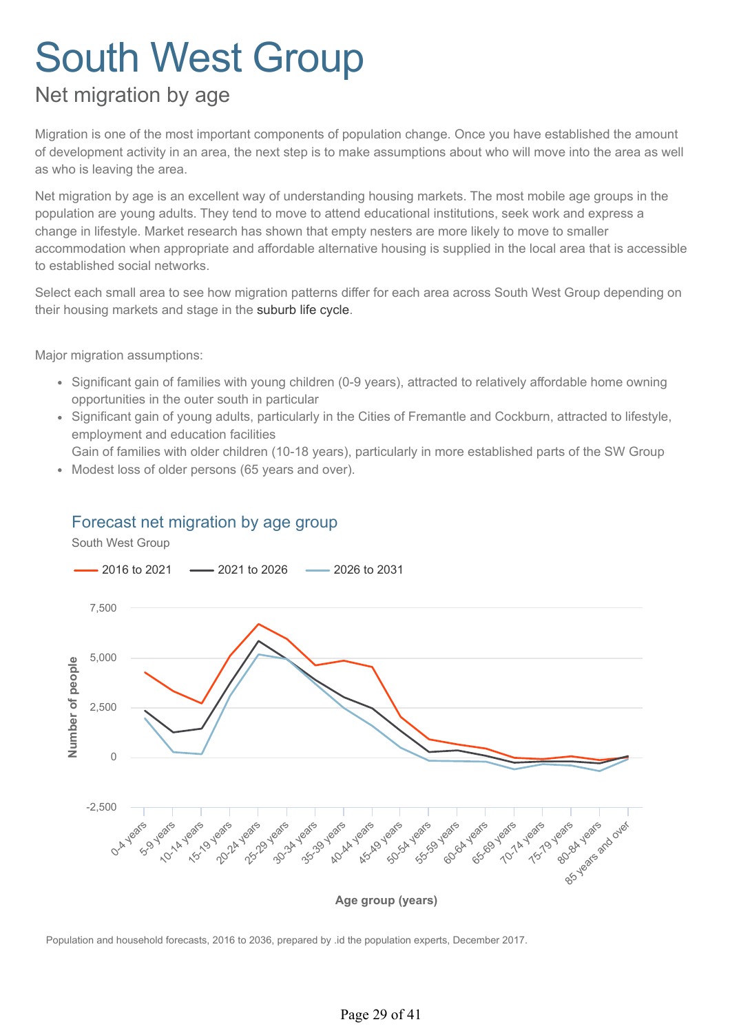# South West Group

## Net migration by age

Migration is one of the most important components of population change. Once you have established the amount of development activity in an area, the next step is to make assumptions about who will move into the area as well as who is leaving the area.

Net migration by age is an excellent way of understanding housing markets. The most mobile age groups in the population are young adults. They tend to move to attend educational institutions, seek work and express a change in lifestyle. Market research has shown that empty nesters are more likely to move to smaller accommodation when appropriate and affordable alternative housing is supplied in the local area that is accessible to established social networks.

Select each small area to see how migration patterns differ for each area across South West Group depending on their housing markets and stage in the suburb life cycle.

Major migration assumptions:

- Significant gain of families with young children (0-9 years), attracted to relatively affordable home owning opportunities in the outer south in particular
- Significant gain of young adults, particularly in the Cities of Fremantle and Cockburn, attracted to lifestyle, employment and education facilities
  Gain of families with older children (10-18 years), particularly in more established parts of the SW Group
- Modest loss of older persons (65 years and over).

### Forecast net migration by age group

South West Group

Legend: 2016 to 2021 | 2021 to 2026 | 2026 to 2031

Y-axis: Number of people (-2,500 to 7,500)

X-axis: Age group (years): 0-4 years, 5-9 years, 10-14 years, 15-19 years, 20-24 years, 25-29 years, 30-34 years, 35-39 years, 40-44 years, 45-49 years, 50-54 years, 55-59 years, 60-64 years, 65-69 years, 70-74 years, 75-79 years, 80-84 years, 85 years and over

Population and household forecasts, 2016 to 2036, prepared by .id the population experts, December 2017.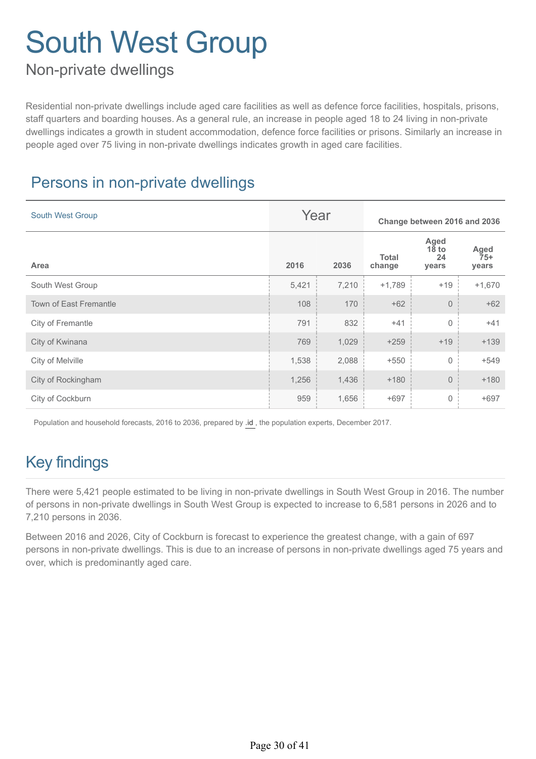# South West Group

## Non-private dwellings

Residential non-private dwellings include aged care facilities as well as defence force facilities, hospitals, prisons, staff quarters and boarding houses. As a general rule, an increase in people aged 18 to 24 living in non-private dwellings indicates a growth in student accommodation, defence force facilities or prisons. Similarly an increase in people aged over 75 living in non-private dwellings indicates growth in aged care facilities.

## Persons in non-private dwellings

| South West Group | Year | | Change between 2016 and 2036 | | |
|---|---|---|---|---|---|
| **Area** | **2016** | **2036** | **Total change** | **Aged 18 to 24 years** | **Aged 75+ years** |
| South West Group | 5,421 | 7,210 | +1,789 | +19 | +1,670 |
| Town of East Fremantle | 108 | 170 | +62 | 0 | +62 |
| City of Fremantle | 791 | 832 | +41 | 0 | +41 |
| City of Kwinana | 769 | 1,029 | +259 | +19 | +139 |
| City of Melville | 1,538 | 2,088 | +550 | 0 | +549 |
| City of Rockingham | 1,256 | 1,436 | +180 | 0 | +180 |
| City of Cockburn | 959 | 1,656 | +697 | 0 | +697 |

Population and household forecasts, 2016 to 2036, prepared by .id , the population experts, December 2017.

## Key findings

There were 5,421 people estimated to be living in non-private dwellings in South West Group in 2016. The number of persons in non-private dwellings in South West Group is expected to increase to 6,581 persons in 2026 and to 7,210 persons in 2036.

Between 2016 and 2026, City of Cockburn is forecast to experience the greatest change, with a gain of 697 persons in non-private dwellings. This is due to an increase of persons in non-private dwellings aged 75 years and over, which is predominantly aged care.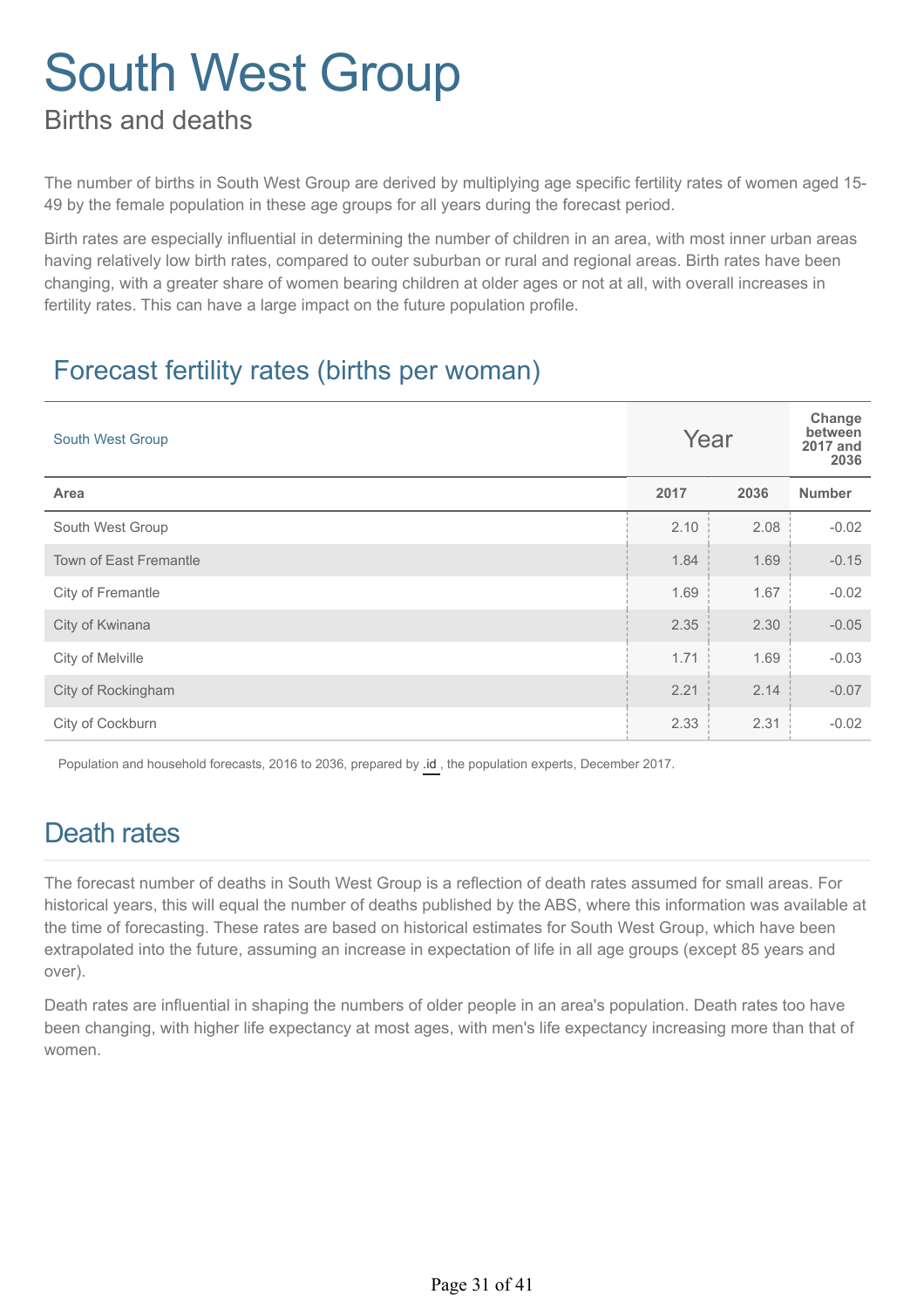# South West Group

## Births and deaths

The number of births in South West Group are derived by multiplying age specific fertility rates of women aged 15-49 by the female population in these age groups for all years during the forecast period.

Birth rates are especially influential in determining the number of children in an area, with most inner urban areas having relatively low birth rates, compared to outer suburban or rural and regional areas. Birth rates have been changing, with a greater share of women bearing children at older ages or not at all, with overall increases in fertility rates. This can have a large impact on the future population profile.

## Forecast fertility rates (births per woman)

| South West Group | Year | | Change between 2017 and 2036 |
|---|---|---|---|
| **Area** | **2017** | **2036** | **Number** |
| South West Group | 2.10 | 2.08 | -0.02 |
| Town of East Fremantle | 1.84 | 1.69 | -0.15 |
| City of Fremantle | 1.69 | 1.67 | -0.02 |
| City of Kwinana | 2.35 | 2.30 | -0.05 |
| City of Melville | 1.71 | 1.69 | -0.03 |
| City of Rockingham | 2.21 | 2.14 | -0.07 |
| City of Cockburn | 2.33 | 2.31 | -0.02 |

Population and household forecasts, 2016 to 2036, prepared by .id , the population experts, December 2017.

## Death rates

The forecast number of deaths in South West Group is a reflection of death rates assumed for small areas. For historical years, this will equal the number of deaths published by the ABS, where this information was available at the time of forecasting. These rates are based on historical estimates for South West Group, which have been extrapolated into the future, assuming an increase in expectation of life in all age groups (except 85 years and over).

Death rates are influential in shaping the numbers of older people in an area's population. Death rates too have been changing, with higher life expectancy at most ages, with men's life expectancy increasing more than that of women.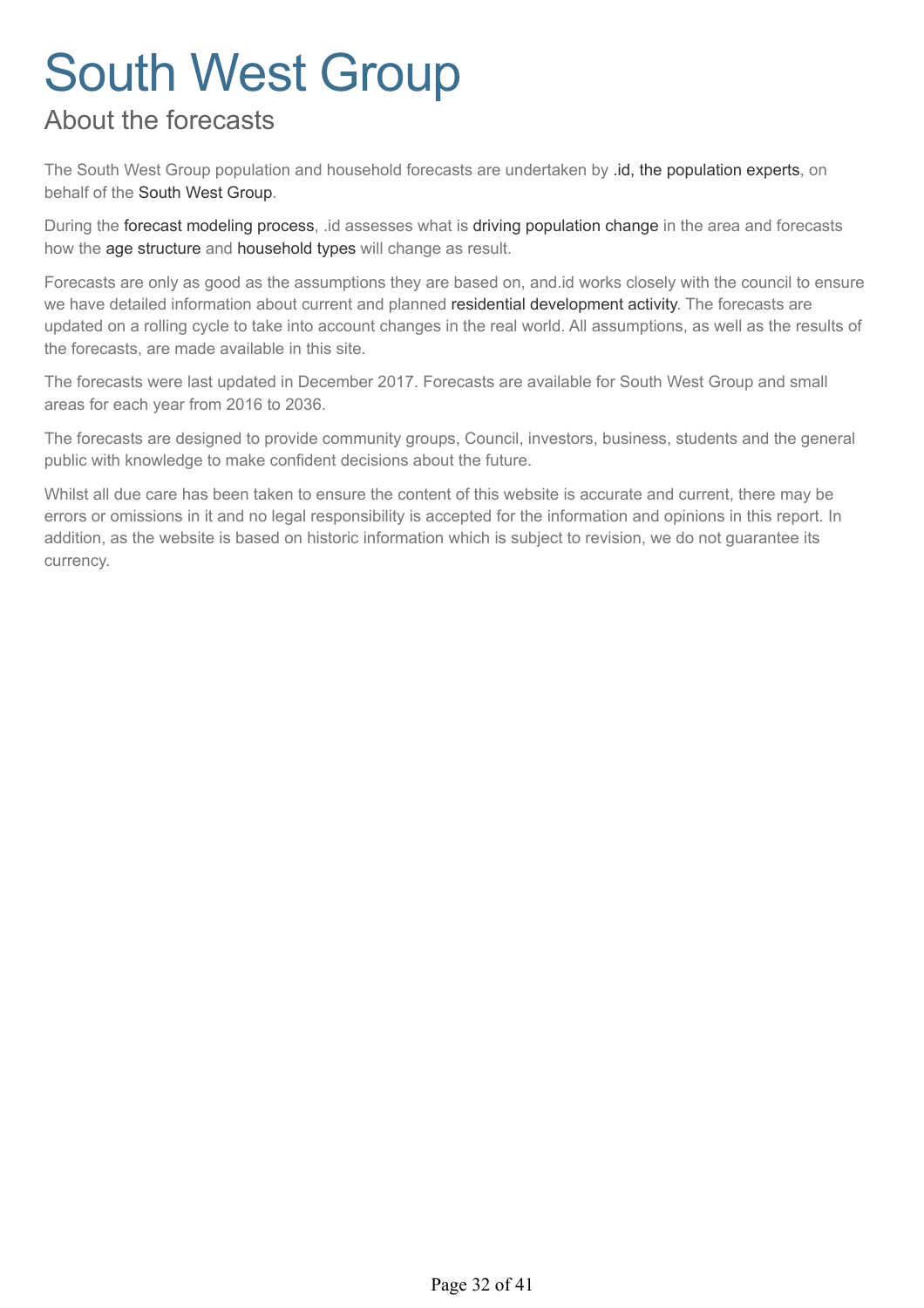# South West Group

## About the forecasts

The South West Group population and household forecasts are undertaken by .id, the population experts, on behalf of the South West Group.

During the forecast modeling process, .id assesses what is driving population change in the area and forecasts how the age structure and household types will change as result.

Forecasts are only as good as the assumptions they are based on, and.id works closely with the council to ensure we have detailed information about current and planned residential development activity. The forecasts are updated on a rolling cycle to take into account changes in the real world. All assumptions, as well as the results of the forecasts, are made available in this site.

The forecasts were last updated in December 2017. Forecasts are available for South West Group and small areas for each year from 2016 to 2036.

The forecasts are designed to provide community groups, Council, investors, business, students and the general public with knowledge to make confident decisions about the future.

Whilst all due care has been taken to ensure the content of this website is accurate and current, there may be errors or omissions in it and no legal responsibility is accepted for the information and opinions in this report. In addition, as the website is based on historic information which is subject to revision, we do not guarantee its currency.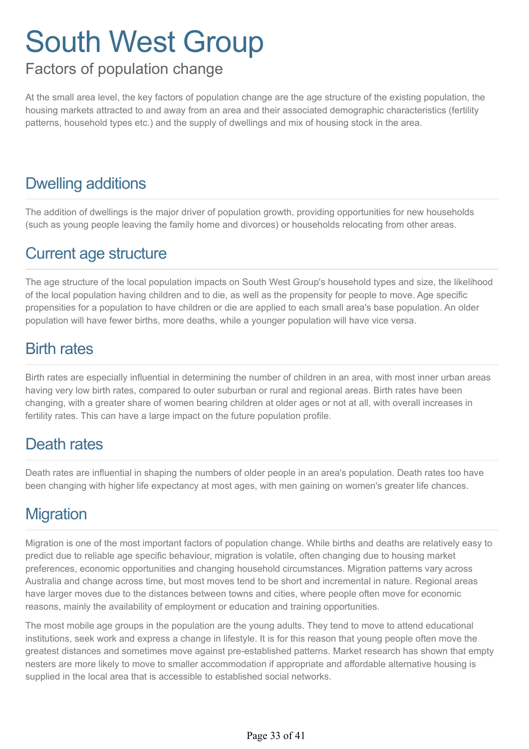# South West Group

## Factors of population change

At the small area level, the key factors of population change are the age structure of the existing population, the housing markets attracted to and away from an area and their associated demographic characteristics (fertility patterns, household types etc.) and the supply of dwellings and mix of housing stock in the area.

## Dwelling additions

The addition of dwellings is the major driver of population growth, providing opportunities for new households (such as young people leaving the family home and divorces) or households relocating from other areas.

## Current age structure

The age structure of the local population impacts on South West Group's household types and size, the likelihood of the local population having children and to die, as well as the propensity for people to move. Age specific propensities for a population to have children or die are applied to each small area's base population. An older population will have fewer births, more deaths, while a younger population will have vice versa.

## Birth rates

Birth rates are especially influential in determining the number of children in an area, with most inner urban areas having very low birth rates, compared to outer suburban or rural and regional areas. Birth rates have been changing, with a greater share of women bearing children at older ages or not at all, with overall increases in fertility rates. This can have a large impact on the future population profile.

## Death rates

Death rates are influential in shaping the numbers of older people in an area's population. Death rates too have been changing with higher life expectancy at most ages, with men gaining on women's greater life chances.

## Migration

Migration is one of the most important factors of population change. While births and deaths are relatively easy to predict due to reliable age specific behaviour, migration is volatile, often changing due to housing market preferences, economic opportunities and changing household circumstances. Migration patterns vary across Australia and change across time, but most moves tend to be short and incremental in nature. Regional areas have larger moves due to the distances between towns and cities, where people often move for economic reasons, mainly the availability of employment or education and training opportunities.

The most mobile age groups in the population are the young adults. They tend to move to attend educational institutions, seek work and express a change in lifestyle. It is for this reason that young people often move the greatest distances and sometimes move against pre-established patterns. Market research has shown that empty nesters are more likely to move to smaller accommodation if appropriate and affordable alternative housing is supplied in the local area that is accessible to established social networks.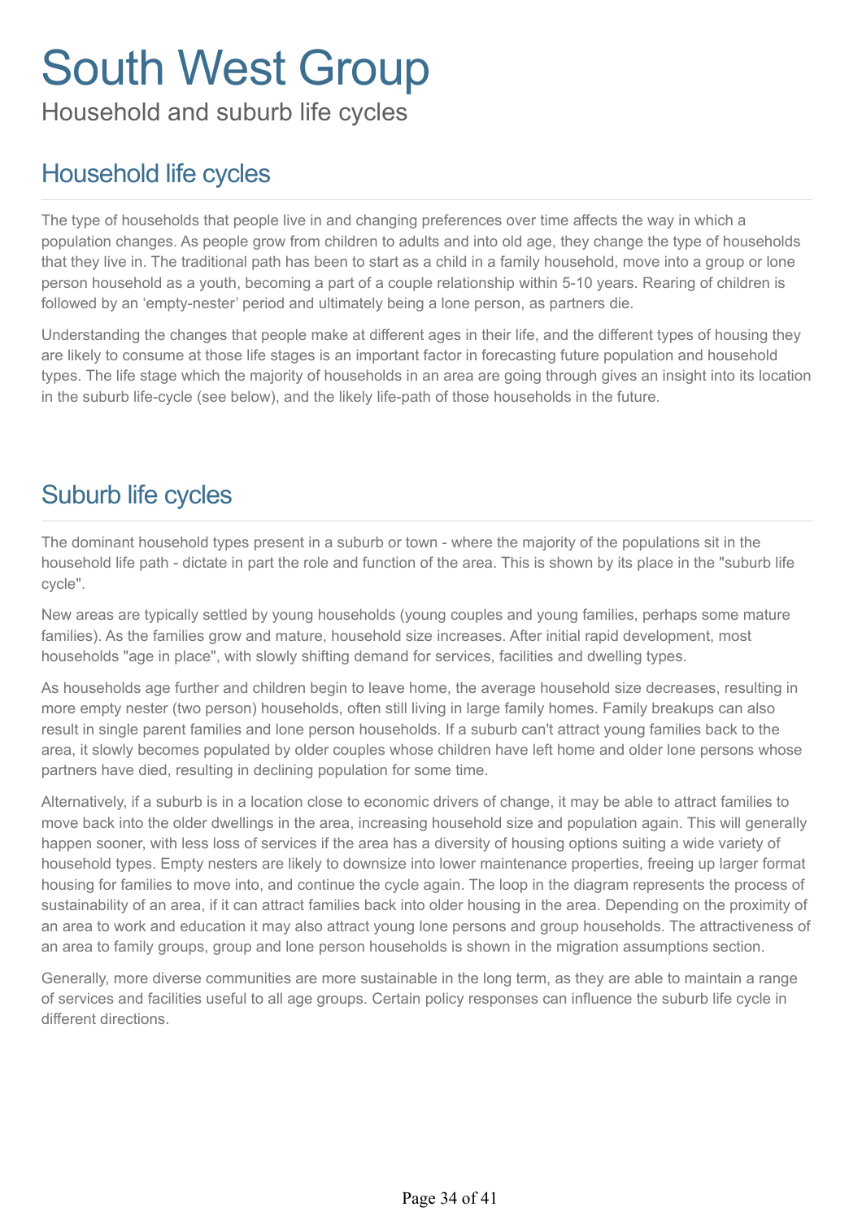# South West Group

Household and suburb life cycles

## Household life cycles

The type of households that people live in and changing preferences over time affects the way in which a population changes. As people grow from children to adults and into old age, they change the type of households that they live in. The traditional path has been to start as a child in a family household, move into a group or lone person household as a youth, becoming a part of a couple relationship within 5-10 years. Rearing of children is followed by an 'empty-nester' period and ultimately being a lone person, as partners die.

Understanding the changes that people make at different ages in their life, and the different types of housing they are likely to consume at those life stages is an important factor in forecasting future population and household types. The life stage which the majority of households in an area are going through gives an insight into its location in the suburb life-cycle (see below), and the likely life-path of those households in the future.

## Suburb life cycles

The dominant household types present in a suburb or town - where the majority of the populations sit in the household life path - dictate in part the role and function of the area. This is shown by its place in the "suburb life cycle".

New areas are typically settled by young households (young couples and young families, perhaps some mature families). As the families grow and mature, household size increases. After initial rapid development, most households "age in place", with slowly shifting demand for services, facilities and dwelling types.

As households age further and children begin to leave home, the average household size decreases, resulting in more empty nester (two person) households, often still living in large family homes. Family breakups can also result in single parent families and lone person households. If a suburb can't attract young families back to the area, it slowly becomes populated by older couples whose children have left home and older lone persons whose partners have died, resulting in declining population for some time.

Alternatively, if a suburb is in a location close to economic drivers of change, it may be able to attract families to move back into the older dwellings in the area, increasing household size and population again. This will generally happen sooner, with less loss of services if the area has a diversity of housing options suiting a wide variety of household types. Empty nesters are likely to downsize into lower maintenance properties, freeing up larger format housing for families to move into, and continue the cycle again. The loop in the diagram represents the process of sustainability of an area, if it can attract families back into older housing in the area. Depending on the proximity of an area to work and education it may also attract young lone persons and group households. The attractiveness of an area to family groups, group and lone person households is shown in the migration assumptions section.

Generally, more diverse communities are more sustainable in the long term, as they are able to maintain a range of services and facilities useful to all age groups. Certain policy responses can influence the suburb life cycle in different directions.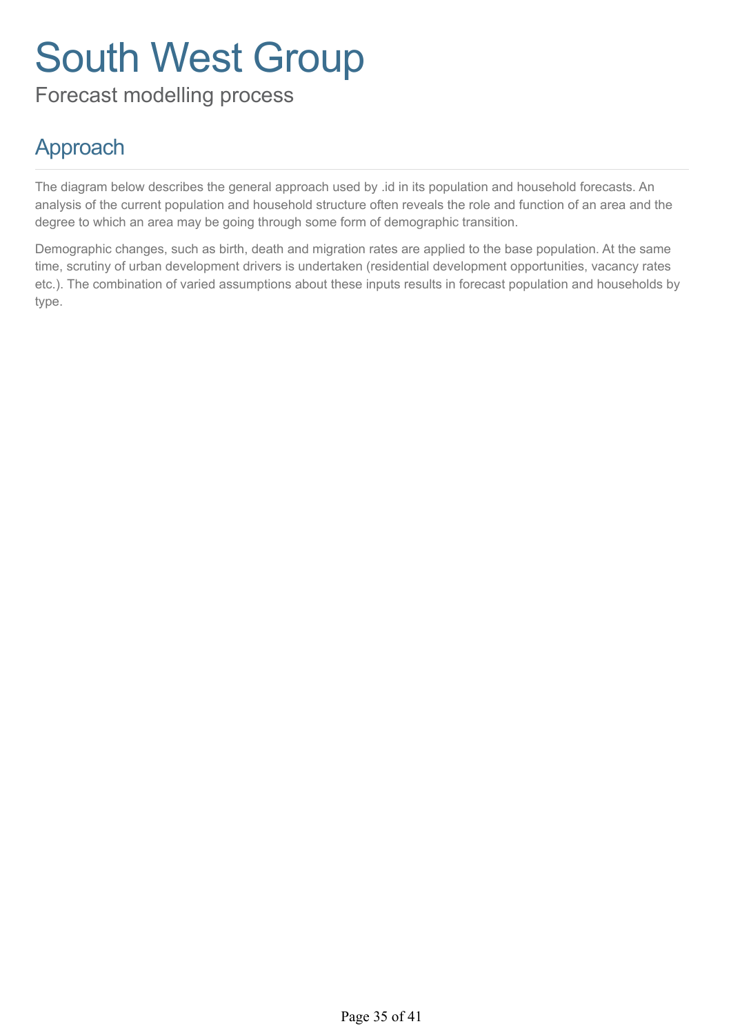# South West Group

Forecast modelling process

## Approach

The diagram below describes the general approach used by .id in its population and household forecasts. An analysis of the current population and household structure often reveals the role and function of an area and the degree to which an area may be going through some form of demographic transition.

Demographic changes, such as birth, death and migration rates are applied to the base population. At the same time, scrutiny of urban development drivers is undertaken (residential development opportunities, vacancy rates etc.). The combination of varied assumptions about these inputs results in forecast population and households by type.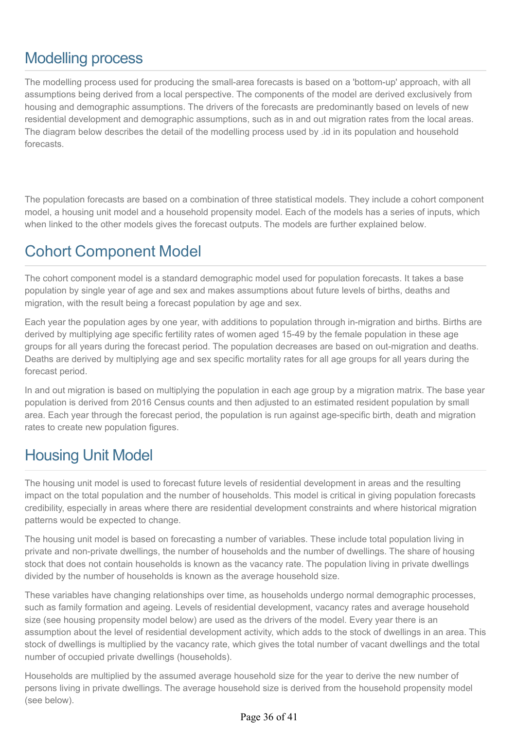## Modelling process

The modelling process used for producing the small-area forecasts is based on a 'bottom-up' approach, with all assumptions being derived from a local perspective. The components of the model are derived exclusively from housing and demographic assumptions. The drivers of the forecasts are predominantly based on levels of new residential development and demographic assumptions, such as in and out migration rates from the local areas. The diagram below describes the detail of the modelling process used by .id in its population and household forecasts.

The population forecasts are based on a combination of three statistical models. They include a cohort component model, a housing unit model and a household propensity model. Each of the models has a series of inputs, which when linked to the other models gives the forecast outputs. The models are further explained below.

## Cohort Component Model

The cohort component model is a standard demographic model used for population forecasts. It takes a base population by single year of age and sex and makes assumptions about future levels of births, deaths and migration, with the result being a forecast population by age and sex.

Each year the population ages by one year, with additions to population through in-migration and births. Births are derived by multiplying age specific fertility rates of women aged 15-49 by the female population in these age groups for all years during the forecast period. The population decreases are based on out-migration and deaths. Deaths are derived by multiplying age and sex specific mortality rates for all age groups for all years during the forecast period.

In and out migration is based on multiplying the population in each age group by a migration matrix. The base year population is derived from 2016 Census counts and then adjusted to an estimated resident population by small area. Each year through the forecast period, the population is run against age-specific birth, death and migration rates to create new population figures.

## Housing Unit Model

The housing unit model is used to forecast future levels of residential development in areas and the resulting impact on the total population and the number of households. This model is critical in giving population forecasts credibility, especially in areas where there are residential development constraints and where historical migration patterns would be expected to change.

The housing unit model is based on forecasting a number of variables. These include total population living in private and non-private dwellings, the number of households and the number of dwellings. The share of housing stock that does not contain households is known as the vacancy rate. The population living in private dwellings divided by the number of households is known as the average household size.

These variables have changing relationships over time, as households undergo normal demographic processes, such as family formation and ageing. Levels of residential development, vacancy rates and average household size (see housing propensity model below) are used as the drivers of the model. Every year there is an assumption about the level of residential development activity, which adds to the stock of dwellings in an area. This stock of dwellings is multiplied by the vacancy rate, which gives the total number of vacant dwellings and the total number of occupied private dwellings (households).

Households are multiplied by the assumed average household size for the year to derive the new number of persons living in private dwellings. The average household size is derived from the household propensity model (see below).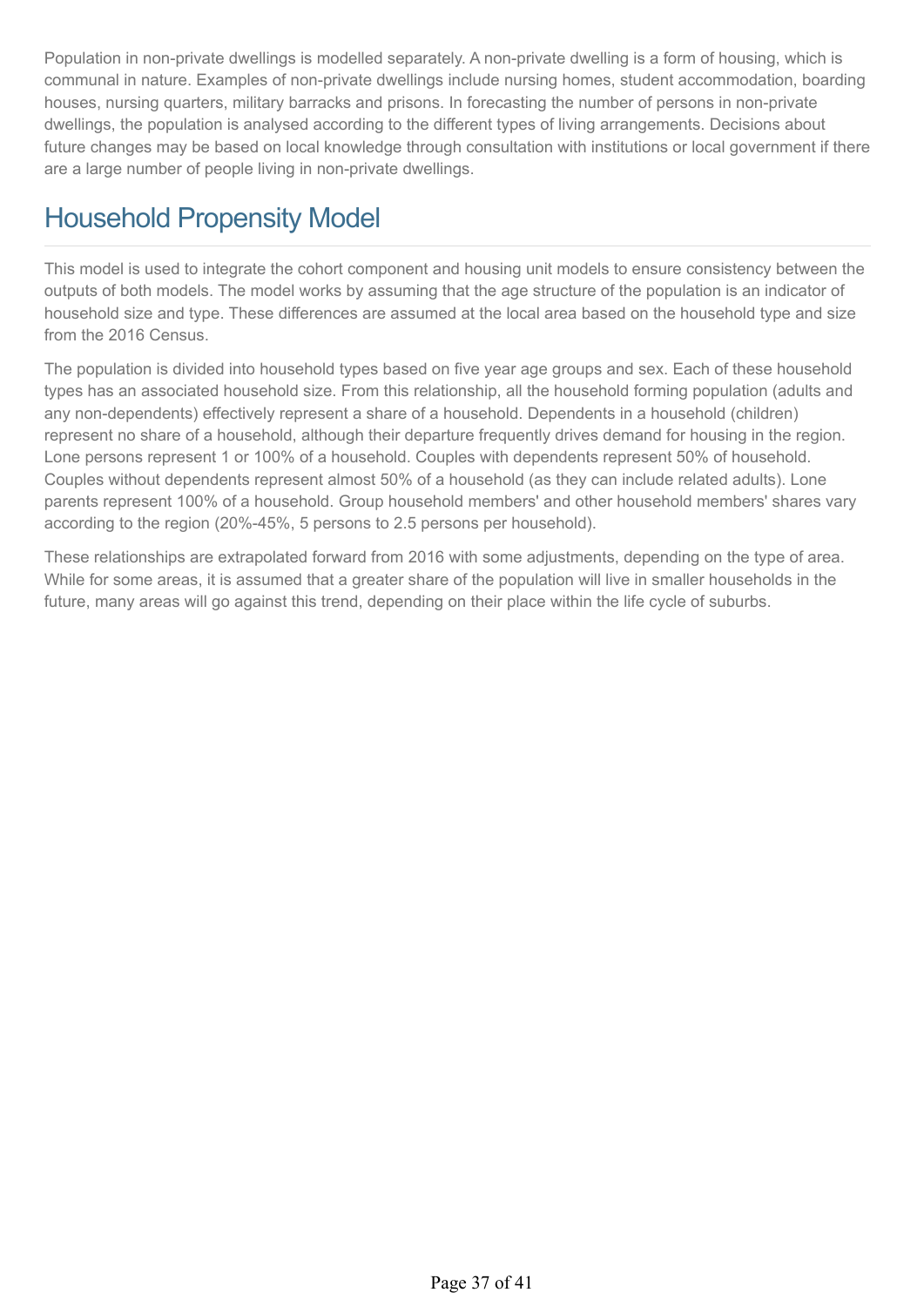Population in non-private dwellings is modelled separately. A non-private dwelling is a form of housing, which is communal in nature. Examples of non-private dwellings include nursing homes, student accommodation, boarding houses, nursing quarters, military barracks and prisons. In forecasting the number of persons in non-private dwellings, the population is analysed according to the different types of living arrangements. Decisions about future changes may be based on local knowledge through consultation with institutions or local government if there are a large number of people living in non-private dwellings.

## Household Propensity Model

This model is used to integrate the cohort component and housing unit models to ensure consistency between the outputs of both models. The model works by assuming that the age structure of the population is an indicator of household size and type. These differences are assumed at the local area based on the household type and size from the 2016 Census.

The population is divided into household types based on five year age groups and sex. Each of these household types has an associated household size. From this relationship, all the household forming population (adults and any non-dependents) effectively represent a share of a household. Dependents in a household (children) represent no share of a household, although their departure frequently drives demand for housing in the region. Lone persons represent 1 or 100% of a household. Couples with dependents represent 50% of household. Couples without dependents represent almost 50% of a household (as they can include related adults). Lone parents represent 100% of a household. Group household members' and other household members' shares vary according to the region (20%-45%, 5 persons to 2.5 persons per household).

These relationships are extrapolated forward from 2016 with some adjustments, depending on the type of area. While for some areas, it is assumed that a greater share of the population will live in smaller households in the future, many areas will go against this trend, depending on their place within the life cycle of suburbs.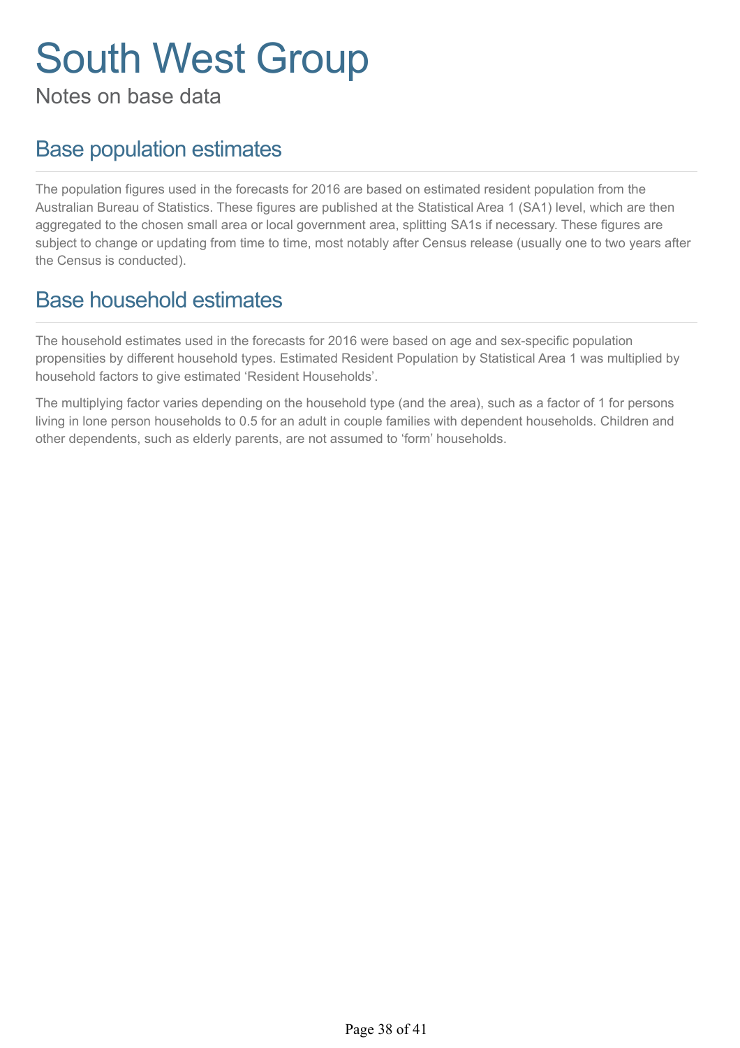# South West Group

Notes on base data

## Base population estimates

The population figures used in the forecasts for 2016 are based on estimated resident population from the Australian Bureau of Statistics. These figures are published at the Statistical Area 1 (SA1) level, which are then aggregated to the chosen small area or local government area, splitting SA1s if necessary. These figures are subject to change or updating from time to time, most notably after Census release (usually one to two years after the Census is conducted).

## Base household estimates

The household estimates used in the forecasts for 2016 were based on age and sex-specific population propensities by different household types. Estimated Resident Population by Statistical Area 1 was multiplied by household factors to give estimated 'Resident Households'.

The multiplying factor varies depending on the household type (and the area), such as a factor of 1 for persons living in lone person households to 0.5 for an adult in couple families with dependent households. Children and other dependents, such as elderly parents, are not assumed to 'form' households.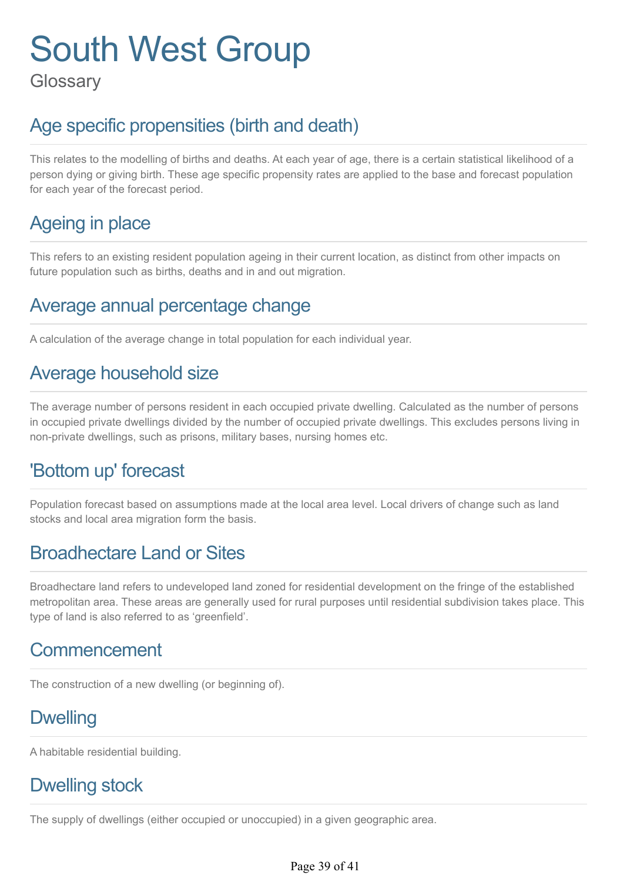# South West Group

Glossary

## Age specific propensities (birth and death)

This relates to the modelling of births and deaths. At each year of age, there is a certain statistical likelihood of a person dying or giving birth. These age specific propensity rates are applied to the base and forecast population for each year of the forecast period.

## Ageing in place

This refers to an existing resident population ageing in their current location, as distinct from other impacts on future population such as births, deaths and in and out migration.

## Average annual percentage change

A calculation of the average change in total population for each individual year.

## Average household size

The average number of persons resident in each occupied private dwelling. Calculated as the number of persons in occupied private dwellings divided by the number of occupied private dwellings. This excludes persons living in non-private dwellings, such as prisons, military bases, nursing homes etc.

## 'Bottom up' forecast

Population forecast based on assumptions made at the local area level. Local drivers of change such as land stocks and local area migration form the basis.

## Broadhectare Land or Sites

Broadhectare land refers to undeveloped land zoned for residential development on the fringe of the established metropolitan area. These areas are generally used for rural purposes until residential subdivision takes place. This type of land is also referred to as 'greenfield'.

## Commencement

The construction of a new dwelling (or beginning of).

## Dwelling

A habitable residential building.

## Dwelling stock

The supply of dwellings (either occupied or unoccupied) in a given geographic area.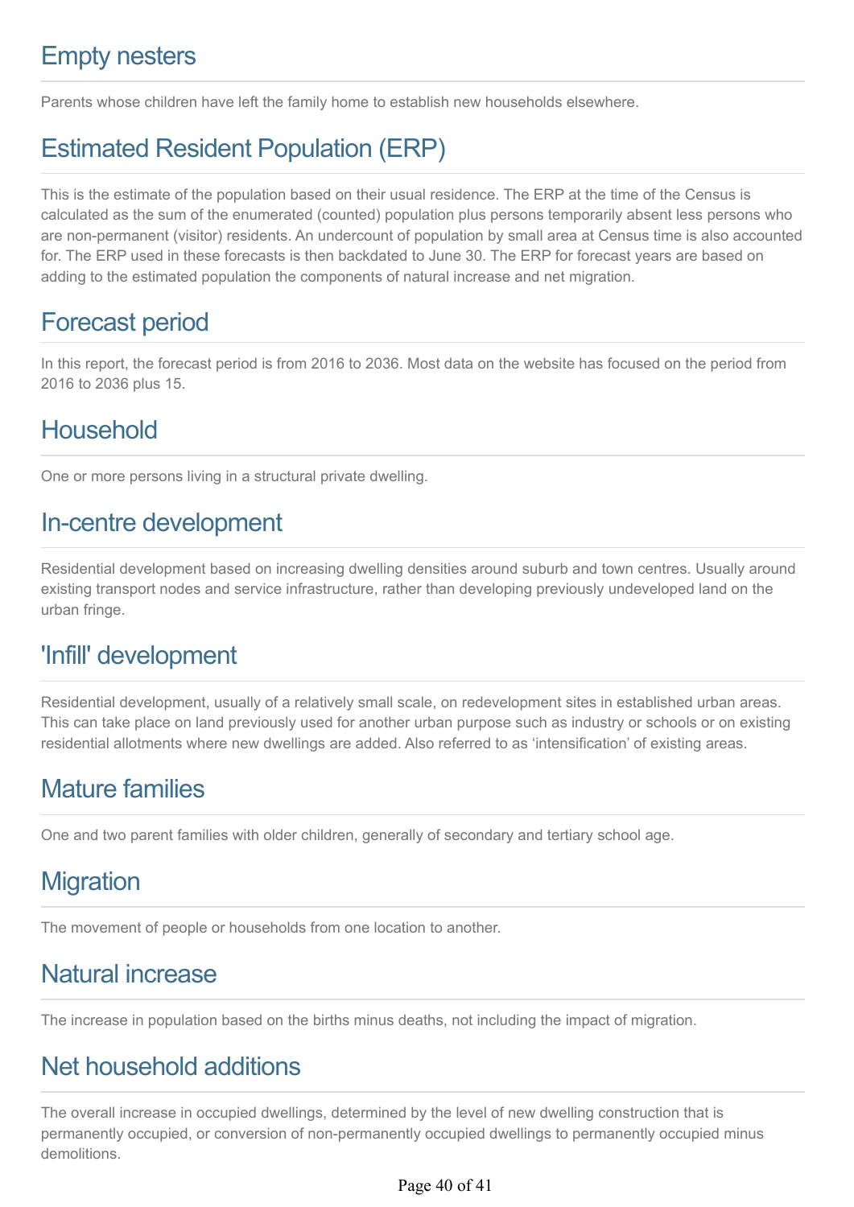## Empty nesters

Parents whose children have left the family home to establish new households elsewhere.

## Estimated Resident Population (ERP)

This is the estimate of the population based on their usual residence. The ERP at the time of the Census is calculated as the sum of the enumerated (counted) population plus persons temporarily absent less persons who are non-permanent (visitor) residents. An undercount of population by small area at Census time is also accounted for. The ERP used in these forecasts is then backdated to June 30. The ERP for forecast years are based on adding to the estimated population the components of natural increase and net migration.

## Forecast period

In this report, the forecast period is from 2016 to 2036. Most data on the website has focused on the period from 2016 to 2036 plus 15.

## Household

One or more persons living in a structural private dwelling.

## In-centre development

Residential development based on increasing dwelling densities around suburb and town centres. Usually around existing transport nodes and service infrastructure, rather than developing previously undeveloped land on the urban fringe.

## 'Infill' development

Residential development, usually of a relatively small scale, on redevelopment sites in established urban areas. This can take place on land previously used for another urban purpose such as industry or schools or on existing residential allotments where new dwellings are added. Also referred to as 'intensification' of existing areas.

## Mature families

One and two parent families with older children, generally of secondary and tertiary school age.

## Migration

The movement of people or households from one location to another.

## Natural increase

The increase in population based on the births minus deaths, not including the impact of migration.

## Net household additions

The overall increase in occupied dwellings, determined by the level of new dwelling construction that is permanently occupied, or conversion of non-permanently occupied dwellings to permanently occupied minus demolitions.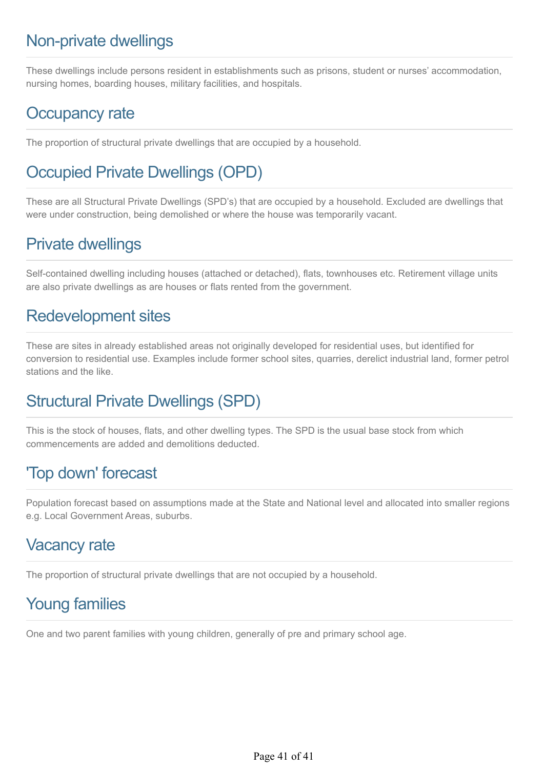## Non-private dwellings

These dwellings include persons resident in establishments such as prisons, student or nurses' accommodation, nursing homes, boarding houses, military facilities, and hospitals.

## Occupancy rate

The proportion of structural private dwellings that are occupied by a household.

## Occupied Private Dwellings (OPD)

These are all Structural Private Dwellings (SPD's) that are occupied by a household. Excluded are dwellings that were under construction, being demolished or where the house was temporarily vacant.

## Private dwellings

Self-contained dwelling including houses (attached or detached), flats, townhouses etc. Retirement village units are also private dwellings as are houses or flats rented from the government.

## Redevelopment sites

These are sites in already established areas not originally developed for residential uses, but identified for conversion to residential use. Examples include former school sites, quarries, derelict industrial land, former petrol stations and the like.

## Structural Private Dwellings (SPD)

This is the stock of houses, flats, and other dwelling types. The SPD is the usual base stock from which commencements are added and demolitions deducted.

## 'Top down' forecast

Population forecast based on assumptions made at the State and National level and allocated into smaller regions e.g. Local Government Areas, suburbs.

## Vacancy rate

The proportion of structural private dwellings that are not occupied by a household.

## Young families

One and two parent families with young children, generally of pre and primary school age.